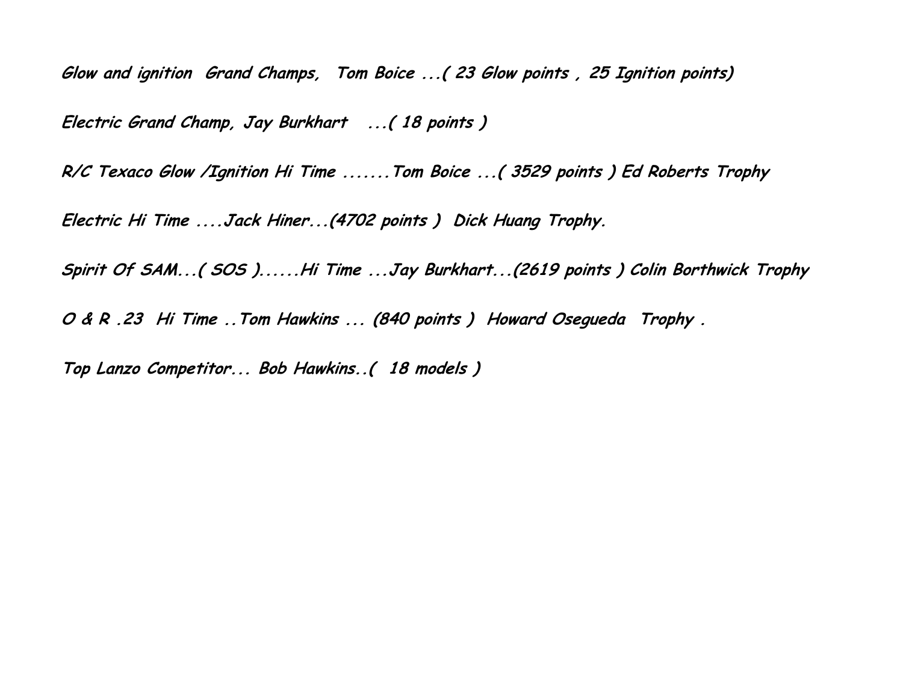***Glow and ignition Grand Champs, Tom Boice ...( 23 Glow points , 25 Ignition points)***

***Electric Grand Champ, Jay Burkhart ...( 18 points )***

***R/C Texaco Glow /Ignition Hi Time .......Tom Boice ...( 3529 points ) Ed Roberts Trophy***

***Electric Hi Time ....Jack Hiner...(4702 points ) Dick Huang Trophy.***

***Spirit Of SAM...( SOS )......Hi Time ...Jay Burkhart...(2619 points ) Colin Borthwick Trophy***

***O & R .23 Hi Time ..Tom Hawkins ... (840 points ) Howard Osegueda Trophy .***

***Top Lanzo Competitor... Bob Hawkins..( 18 models )***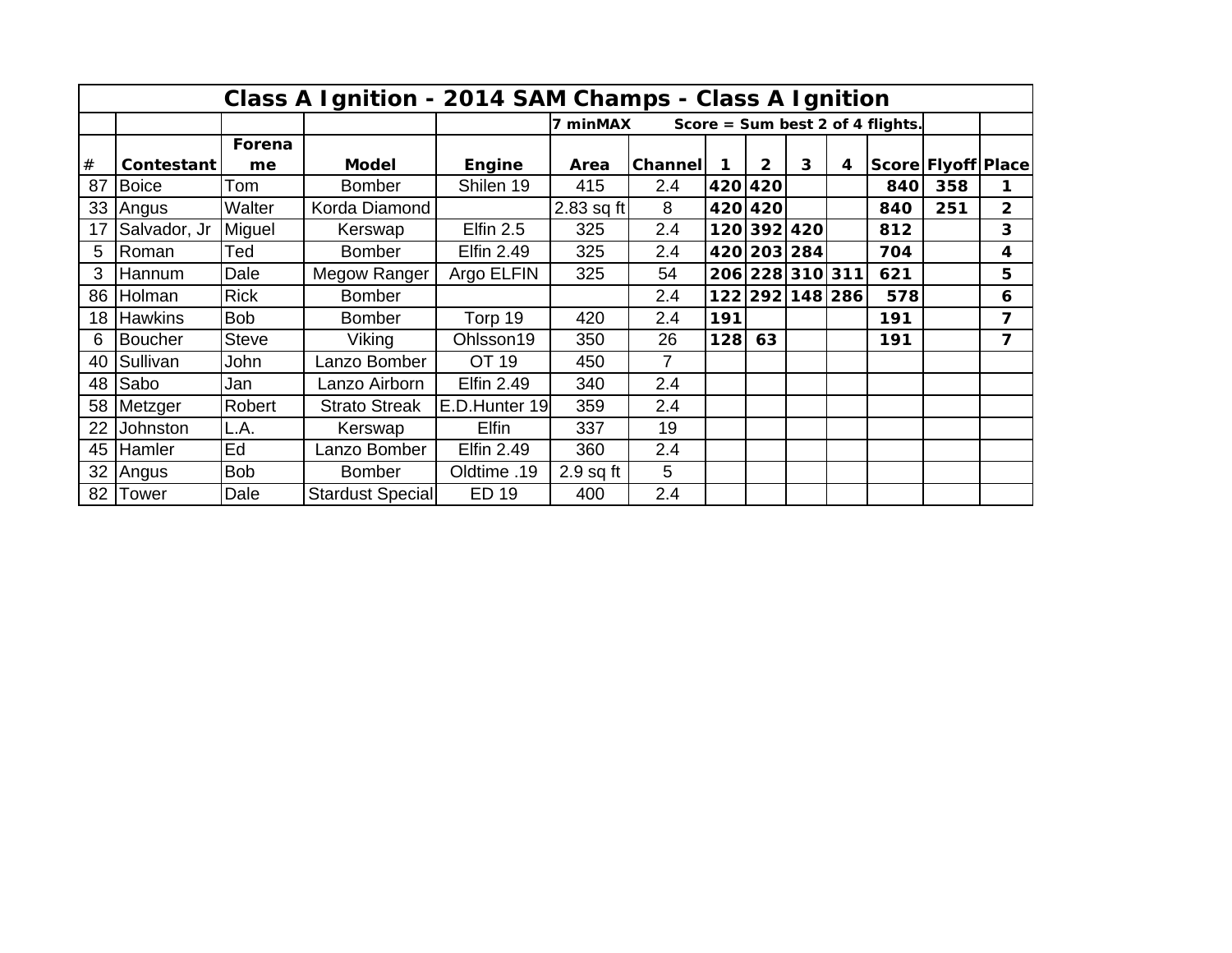| Class A Ignition - 2014 SAM Champs - Class A Ignition | | | | | | | | | | | | | | |
|---|---|---|---|---|---|---|---|---|---|---|---|---|---|---|
| | | | | | 7 minMAX | | Score = Sum best 2 of 4 flights. | | | | | | | |
| # | Contestant | Forename | Model | Engine | Area | Channel | 1 | 2 | 3 | 4 | Score | Flyoff | Place |
| 87 | Boice | Tom | Bomber | Shilen 19 | 415 | 2.4 | 420 | 420 | | | 840 | 358 | 1 |
| 33 | Angus | Walter | Korda Diamond | | 2.83 sq ft | 8 | 420 | 420 | | | 840 | 251 | 2 |
| 17 | Salvador, Jr | Miguel | Kerswap | Elfin 2.5 | 325 | 2.4 | 120 | 392 | 420 | | 812 | | 3 |
| 5 | Roman | Ted | Bomber | Elfin 2.49 | 325 | 2.4 | 420 | 203 | 284 | | 704 | | 4 |
| 3 | Hannum | Dale | Megow Ranger | Argo ELFIN | 325 | 54 | 206 | 228 | 310 | 311 | 621 | | 5 |
| 86 | Holman | Rick | Bomber | | | 2.4 | 122 | 292 | 148 | 286 | 578 | | 6 |
| 18 | Hawkins | Bob | Bomber | Torp 19 | 420 | 2.4 | 191 | | | | 191 | | 7 |
| 6 | Boucher | Steve | Viking | Ohlsson19 | 350 | 26 | 128 | 63 | | | 191 | | 7 |
| 40 | Sullivan | John | Lanzo Bomber | OT 19 | 450 | 7 | | | | | | | |
| 48 | Sabo | Jan | Lanzo Airborn | Elfin 2.49 | 340 | 2.4 | | | | | | | |
| 58 | Metzger | Robert | Strato Streak | E.D.Hunter 19 | 359 | 2.4 | | | | | | | |
| 22 | Johnston | L.A. | Kerswap | Elfin | 337 | 19 | | | | | | | |
| 45 | Hamler | Ed | Lanzo Bomber | Elfin 2.49 | 360 | 2.4 | | | | | | | |
| 32 | Angus | Bob | Bomber | Oldtime .19 | 2.9 sq ft | 5 | | | | | | | |
| 82 | Tower | Dale | Stardust Special | ED 19 | 400 | 2.4 | | | | | | | |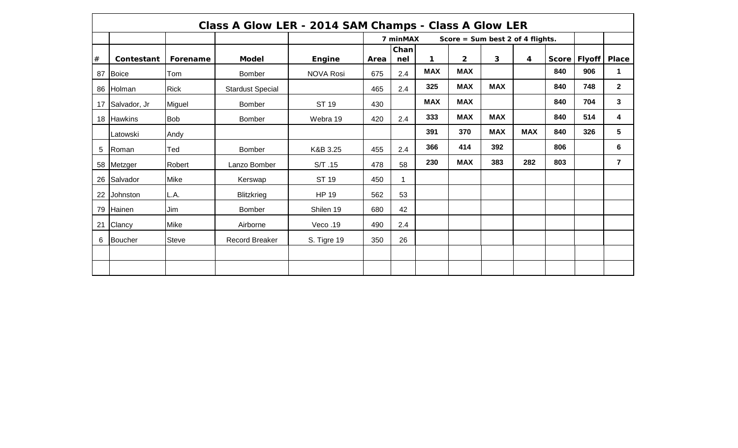# Class A Glow LER - 2014 SAM Champs - Class A Glow LER

| | | | | | 7 minMAX | | Score = Sum best 2 of 4 flights. | | | | | |
|---|---|---|---|---|---|---|---|---|---|---|---|---|
| # | Contestant | Forename | Model | Engine | Area | Channel | 1 | 2 | 3 | 4 | Score | Flyoff | Place |
| 87 | Boice | Tom | Bomber | NOVA Rosi | 675 | 2.4 | MAX | MAX | | | 840 | 906 | 1 |
| 86 | Holman | Rick | Stardust Special | | 465 | 2.4 | 325 | MAX | MAX | | 840 | 748 | 2 |
| 17 | Salvador, Jr | Miguel | Bomber | ST 19 | 430 | | MAX | MAX | | | 840 | 704 | 3 |
| 18 | Hawkins | Bob | Bomber | Webra 19 | 420 | 2.4 | 333 | MAX | MAX | | 840 | 514 | 4 |
| | Latowski | Andy | | | | | 391 | 370 | MAX | MAX | 840 | 326 | 5 |
| 5 | Roman | Ted | Bomber | K&B 3.25 | 455 | 2.4 | 366 | 414 | 392 | | 806 | | 6 |
| 58 | Metzger | Robert | Lanzo Bomber | S/T .15 | 478 | 58 | 230 | MAX | 383 | 282 | 803 | | 7 |
| 26 | Salvador | Mike | Kerswap | ST 19 | 450 | 1 | | | | | | | |
| 22 | Johnston | L.A. | Blitzkrieg | HP 19 | 562 | 53 | | | | | | | |
| 79 | Hainen | Jim | Bomber | Shilen 19 | 680 | 42 | | | | | | | |
| 21 | Clancy | Mike | Airborne | Veco .19 | 490 | 2.4 | | | | | | | |
| 6 | Boucher | Steve | Record Breaker | S. Tigre 19 | 350 | 26 | | | | | | | |
| | | | | | | | | | | | | | |
| | | | | | | | | | | | | | |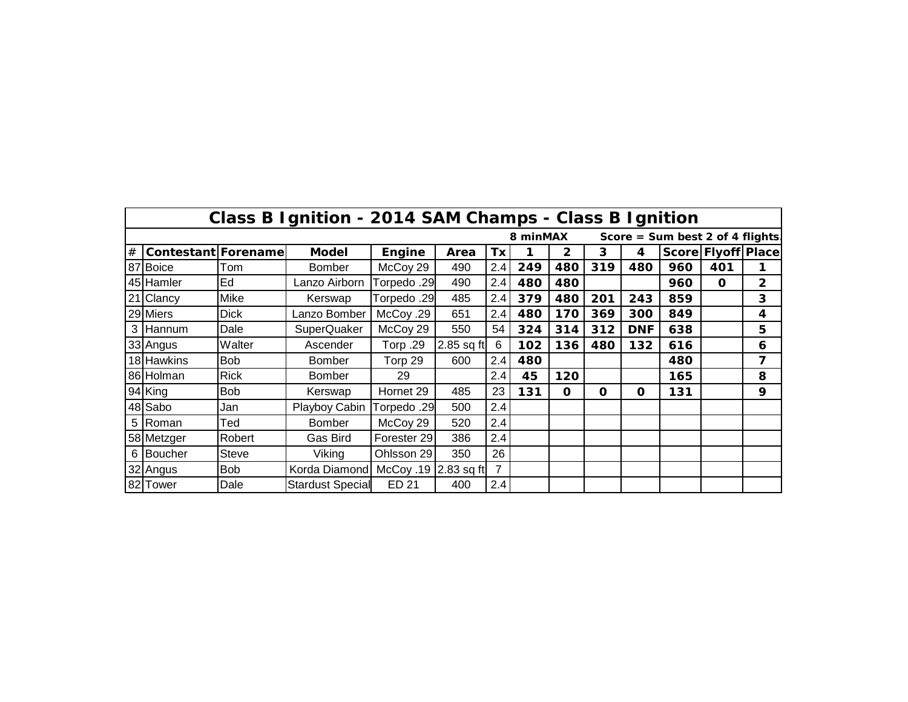# Class B Ignition - 2014 SAM Champs - Class B Ignition

8 minMAX Score = Sum best 2 of 4 flights.

| # | Contestant | Forename | Model | Engine | Area | Tx | 1 | 2 | 3 | 4 | Score | Flyoff | Place |
|---|---|---|---|---|---|---|---|---|---|---|---|---|---|
| 87 | Boice | Tom | Bomber | McCoy 29 | 490 | 2.4 | **249** | **480** | **319** | **480** | **960** | **401** | **1** |
| 45 | Hamler | Ed | Lanzo Airborn | Torpedo .29 | 490 | 2.4 | **480** | **480** | | | **960** | **0** | **2** |
| 21 | Clancy | Mike | Kerswap | Torpedo .29 | 485 | 2.4 | **379** | **480** | **201** | **243** | **859** | | **3** |
| 29 | Miers | Dick | Lanzo Bomber | McCoy .29 | 651 | 2.4 | **480** | **170** | **369** | **300** | **849** | | **4** |
| 3 | Hannum | Dale | SuperQuaker | McCoy 29 | 550 | 54 | **324** | **314** | **312** | **DNF** | **638** | | **5** |
| 33 | Angus | Walter | Ascender | Torp .29 | 2.85 sq ft | 6 | **102** | **136** | **480** | **132** | **616** | | **6** |
| 18 | Hawkins | Bob | Bomber | Torp 29 | 600 | 2.4 | **480** | | | | **480** | | **7** |
| 86 | Holman | Rick | Bomber | 29 | | 2.4 | **45** | **120** | | | **165** | | **8** |
| 94 | King | Bob | Kerswap | Hornet 29 | 485 | 23 | **131** | **0** | **0** | **0** | **131** | | **9** |
| 48 | Sabo | Jan | Playboy Cabin | Torpedo .29 | 500 | 2.4 | | | | | | | |
| 5 | Roman | Ted | Bomber | McCoy 29 | 520 | 2.4 | | | | | | | |
| 58 | Metzger | Robert | Gas Bird | Forester 29 | 386 | 2.4 | | | | | | | |
| 6 | Boucher | Steve | Viking | Ohlsson 29 | 350 | 26 | | | | | | | |
| 32 | Angus | Bob | Korda Diamond | McCoy .19 | 2.83 sq ft | 7 | | | | | | | |
| 82 | Tower | Dale | Stardust Special | ED 21 | 400 | 2.4 | | | | | | | |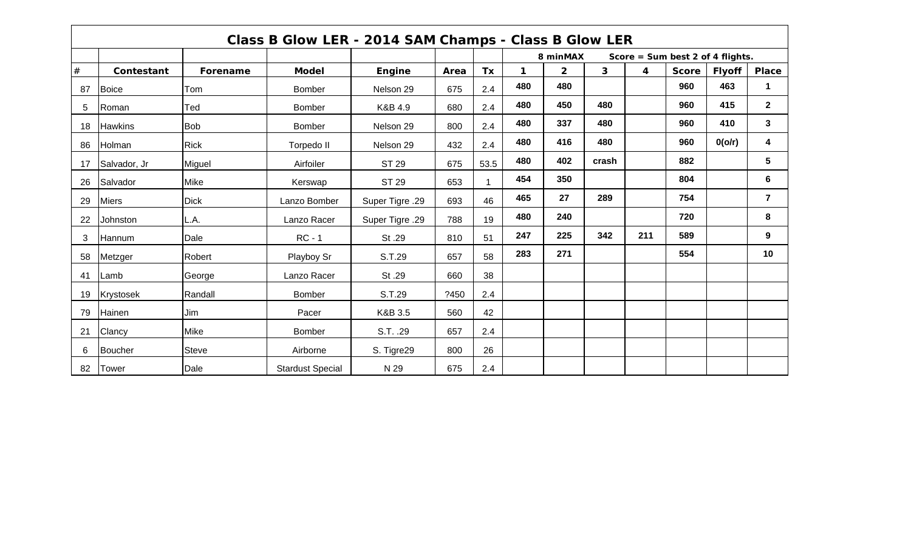# Class B Glow LER - 2014 SAM Champs - Class B Glow LER

| # | Contestant | Forename | Model | Engine | Area | Tx | 1 | 2 | 3 | 4 | Score | Flyoff | Place |
|---|---|---|---|---|---|---|---|---|---|---|---|---|---|
| | | | | | | | | 8 minMAX | | Score = Sum best 2 of 4 flights. | | | |
| 87 | Boice | Tom | Bomber | Nelson 29 | 675 | 2.4 | 480 | 480 | | | 960 | 463 | 1 |
| 5 | Roman | Ted | Bomber | K&B 4.9 | 680 | 2.4 | 480 | 450 | 480 | | 960 | 415 | 2 |
| 18 | Hawkins | Bob | Bomber | Nelson 29 | 800 | 2.4 | 480 | 337 | 480 | | 960 | 410 | 3 |
| 86 | Holman | Rick | Torpedo II | Nelson 29 | 432 | 2.4 | 480 | 416 | 480 | | 960 | 0(o/r) | 4 |
| 17 | Salvador, Jr | Miguel | Airfoiler | ST 29 | 675 | 53.5 | 480 | 402 | crash | | 882 | | 5 |
| 26 | Salvador | Mike | Kerswap | ST 29 | 653 | 1 | 454 | 350 | | | 804 | | 6 |
| 29 | Miers | Dick | Lanzo Bomber | Super Tigre .29 | 693 | 46 | 465 | 27 | 289 | | 754 | | 7 |
| 22 | Johnston | L.A. | Lanzo Racer | Super Tigre .29 | 788 | 19 | 480 | 240 | | | 720 | | 8 |
| 3 | Hannum | Dale | RC - 1 | St .29 | 810 | 51 | 247 | 225 | 342 | 211 | 589 | | 9 |
| 58 | Metzger | Robert | Playboy Sr | S.T.29 | 657 | 58 | 283 | 271 | | | 554 | | 10 |
| 41 | Lamb | George | Lanzo Racer | St .29 | 660 | 38 | | | | | | | |
| 19 | Krystosek | Randall | Bomber | S.T.29 | ?450 | 2.4 | | | | | | | |
| 79 | Hainen | Jim | Pacer | K&B 3.5 | 560 | 42 | | | | | | | |
| 21 | Clancy | Mike | Bomber | S.T. .29 | 657 | 2.4 | | | | | | | |
| 6 | Boucher | Steve | Airborne | S. Tigre29 | 800 | 26 | | | | | | | |
| 82 | Tower | Dale | Stardust Special | N 29 | 675 | 2.4 | | | | | | | |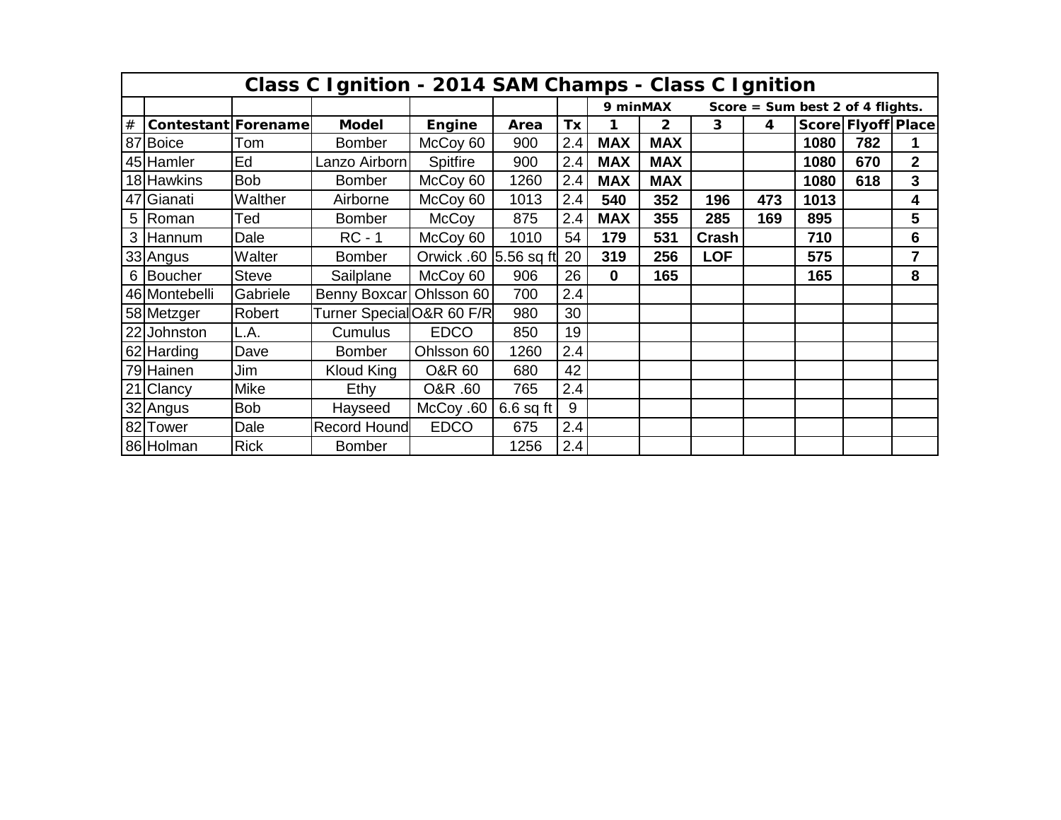# Class C Ignition - 2014 SAM Champs - Class C Ignition

| # | Contestant | Forename | Model | Engine | Area | Tx | 1 | 2 | 3 | 4 | Score | Flyoff | Place |
|---|---|---|---|---|---|---|---|---|---|---|---|---|---|
| | | | | | | | 9 minMAX | | Score = Sum best 2 of 4 flights. | | | | |
| 87 | Boice | Tom | Bomber | McCoy 60 | 900 | 2.4 | **MAX** | **MAX** | | | **1080** | **782** | **1** |
| 45 | Hamler | Ed | Lanzo Airborn | Spitfire | 900 | 2.4 | **MAX** | **MAX** | | | **1080** | **670** | **2** |
| 18 | Hawkins | Bob | Bomber | McCoy 60 | 1260 | 2.4 | **MAX** | **MAX** | | | **1080** | **618** | **3** |
| 47 | Gianati | Walther | Airborne | McCoy 60 | 1013 | 2.4 | **540** | **352** | **196** | **473** | **1013** | | **4** |
| 5 | Roman | Ted | Bomber | McCoy | 875 | 2.4 | **MAX** | **355** | **285** | **169** | **895** | | **5** |
| 3 | Hannum | Dale | RC - 1 | McCoy 60 | 1010 | 54 | **179** | **531** | **Crash** | | **710** | | **6** |
| 33 | Angus | Walter | Bomber | Orwick .60 | 5.56 sq ft | 20 | **319** | **256** | **LOF** | | **575** | | **7** |
| 6 | Boucher | Steve | Sailplane | McCoy 60 | 906 | 26 | **0** | **165** | | | **165** | | **8** |
| 46 | Montebelli | Gabriele | Benny Boxcar | Ohlsson 60 | 700 | 2.4 | | | | | | | |
| 58 | Metzger | Robert | Turner Special | O&R 60 F/R | 980 | 30 | | | | | | | |
| 22 | Johnston | L.A. | Cumulus | EDCO | 850 | 19 | | | | | | | |
| 62 | Harding | Dave | Bomber | Ohlsson 60 | 1260 | 2.4 | | | | | | | |
| 79 | Hainen | Jim | Kloud King | O&R 60 | 680 | 42 | | | | | | | |
| 21 | Clancy | Mike | Ethy | O&R .60 | 765 | 2.4 | | | | | | | |
| 32 | Angus | Bob | Hayseed | McCoy .60 | 6.6 sq ft | 9 | | | | | | | |
| 82 | Tower | Dale | Record Hound | EDCO | 675 | 2.4 | | | | | | | |
| 86 | Holman | Rick | Bomber | | 1256 | 2.4 | | | | | | | |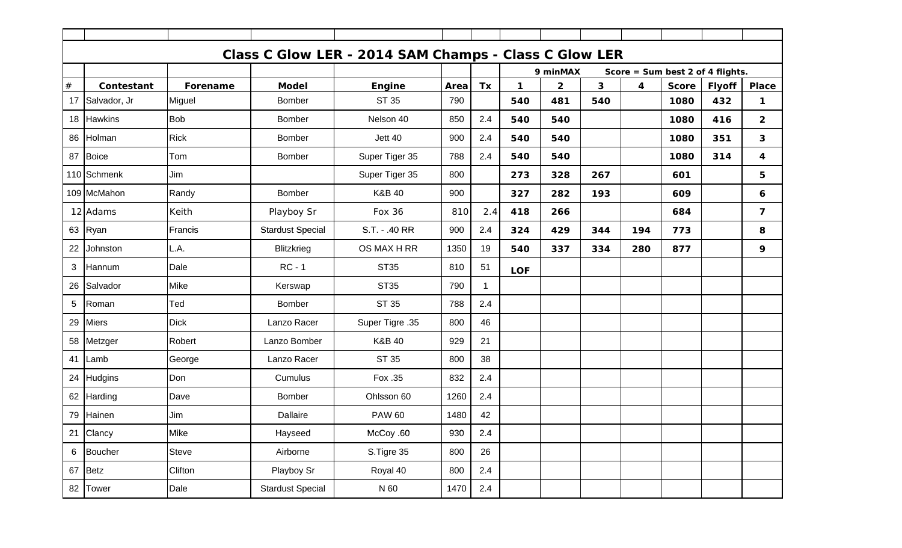## Class C Glow LER - 2014 SAM Champs - Class C Glow LER

| # | Contestant | Forename | Model | Engine | Area | Tx | 1 | 2 | 3 | 4 | Score | Flyoff | Place |
|---|---|---|---|---|---|---|---|---|---|---|---|---|---|
| | | | | | | | | 9 minMAX | Score = Sum best 2 of 4 flights. | | | | |
| 17 | Salvador, Jr | Miguel | Bomber | ST 35 | 790 | | **540** | **481** | **540** | | **1080** | **432** | **1** |
| 18 | Hawkins | Bob | Bomber | Nelson 40 | 850 | 2.4 | **540** | **540** | | | **1080** | **416** | **2** |
| 86 | Holman | Rick | Bomber | Jett 40 | 900 | 2.4 | **540** | **540** | | | **1080** | **351** | **3** |
| 87 | Boice | Tom | Bomber | Super Tiger 35 | 788 | 2.4 | **540** | **540** | | | **1080** | **314** | **4** |
| 110 | Schmenk | Jim | | Super Tiger 35 | 800 | | **273** | **328** | **267** | | **601** | | **5** |
| 109 | McMahon | Randy | Bomber | K&B 40 | 900 | | **327** | **282** | **193** | | **609** | | **6** |
| 12 | Adams | Keith | Playboy Sr | Fox 36 | 810 | 2.4 | **418** | **266** | | | **684** | | **7** |
| 63 | Ryan | Francis | Stardust Special | S.T. - .40 RR | 900 | 2.4 | **324** | **429** | **344** | **194** | **773** | | **8** |
| 22 | Johnston | L.A. | Blitzkrieg | OS MAX H RR | 1350 | 19 | **540** | **337** | **334** | **280** | **877** | | **9** |
| 3 | Hannum | Dale | RC - 1 | ST35 | 810 | 51 | **LOF** | | | | | | |
| 26 | Salvador | Mike | Kerswap | ST35 | 790 | 1 | | | | | | | |
| 5 | Roman | Ted | Bomber | ST 35 | 788 | 2.4 | | | | | | | |
| 29 | Miers | Dick | Lanzo Racer | Super Tigre .35 | 800 | 46 | | | | | | | |
| 58 | Metzger | Robert | Lanzo Bomber | K&B 40 | 929 | 21 | | | | | | | |
| 41 | Lamb | George | Lanzo Racer | ST 35 | 800 | 38 | | | | | | | |
| 24 | Hudgins | Don | Cumulus | Fox .35 | 832 | 2.4 | | | | | | | |
| 62 | Harding | Dave | Bomber | Ohlsson 60 | 1260 | 2.4 | | | | | | | |
| 79 | Hainen | Jim | Dallaire | PAW 60 | 1480 | 42 | | | | | | | |
| 21 | Clancy | Mike | Hayseed | McCoy .60 | 930 | 2.4 | | | | | | | |
| 6 | Boucher | Steve | Airborne | S.Tigre 35 | 800 | 26 | | | | | | | |
| 67 | Betz | Clifton | Playboy Sr | Royal 40 | 800 | 2.4 | | | | | | | |
| 82 | Tower | Dale | Stardust Special | N 60 | 1470 | 2.4 | | | | | | | |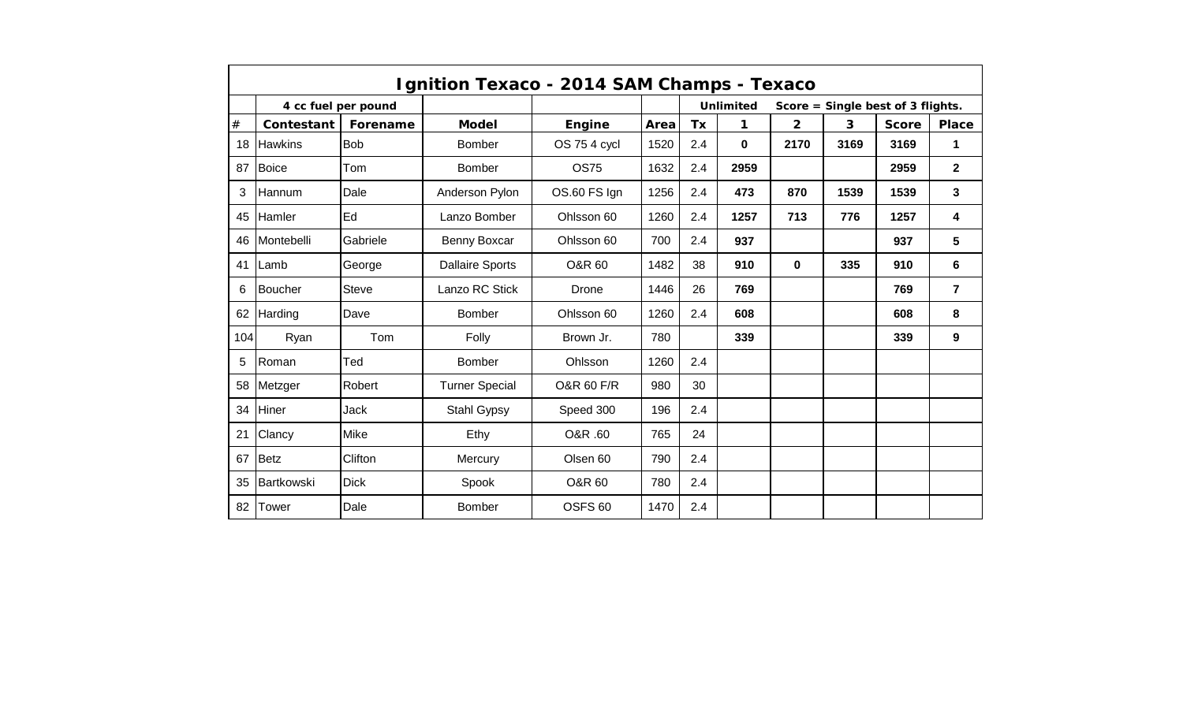## Ignition Texaco - 2014 SAM Champs - Texaco

| | 4 cc fuel per pound | | | | | | Unlimited | Score = Single best of 3 flights. | | | |
|---|---|---|---|---|---|---|---|---|---|---|---|
| # | Contestant | Forename | Model | Engine | Area | Tx | 1 | 2 | 3 | Score | Place |
| 18 | Hawkins | Bob | Bomber | OS 75 4 cycl | 1520 | 2.4 | **0** | **2170** | **3169** | **3169** | **1** |
| 87 | Boice | Tom | Bomber | OS75 | 1632 | 2.4 | **2959** | | | **2959** | **2** |
| 3 | Hannum | Dale | Anderson Pylon | OS.60 FS Ign | 1256 | 2.4 | **473** | **870** | **1539** | **1539** | **3** |
| 45 | Hamler | Ed | Lanzo Bomber | Ohlsson 60 | 1260 | 2.4 | **1257** | **713** | **776** | **1257** | **4** |
| 46 | Montebelli | Gabriele | Benny Boxcar | Ohlsson 60 | 700 | 2.4 | **937** | | | **937** | **5** |
| 41 | Lamb | George | Dallaire Sports | O&R 60 | 1482 | 38 | **910** | **0** | **335** | **910** | **6** |
| 6 | Boucher | Steve | Lanzo RC Stick | Drone | 1446 | 26 | **769** | | | **769** | **7** |
| 62 | Harding | Dave | Bomber | Ohlsson 60 | 1260 | 2.4 | **608** | | | **608** | **8** |
| 104 | Ryan | Tom | Folly | Brown Jr. | 780 | | **339** | | | **339** | **9** |
| 5 | Roman | Ted | Bomber | Ohlsson | 1260 | 2.4 | | | | | |
| 58 | Metzger | Robert | Turner Special | O&R 60 F/R | 980 | 30 | | | | | |
| 34 | Hiner | Jack | Stahl Gypsy | Speed 300 | 196 | 2.4 | | | | | |
| 21 | Clancy | Mike | Ethy | O&R .60 | 765 | 24 | | | | | |
| 67 | Betz | Clifton | Mercury | Olsen 60 | 790 | 2.4 | | | | | |
| 35 | Bartkowski | Dick | Spook | O&R 60 | 780 | 2.4 | | | | | |
| 82 | Tower | Dale | Bomber | OSFS 60 | 1470 | 2.4 | | | | | |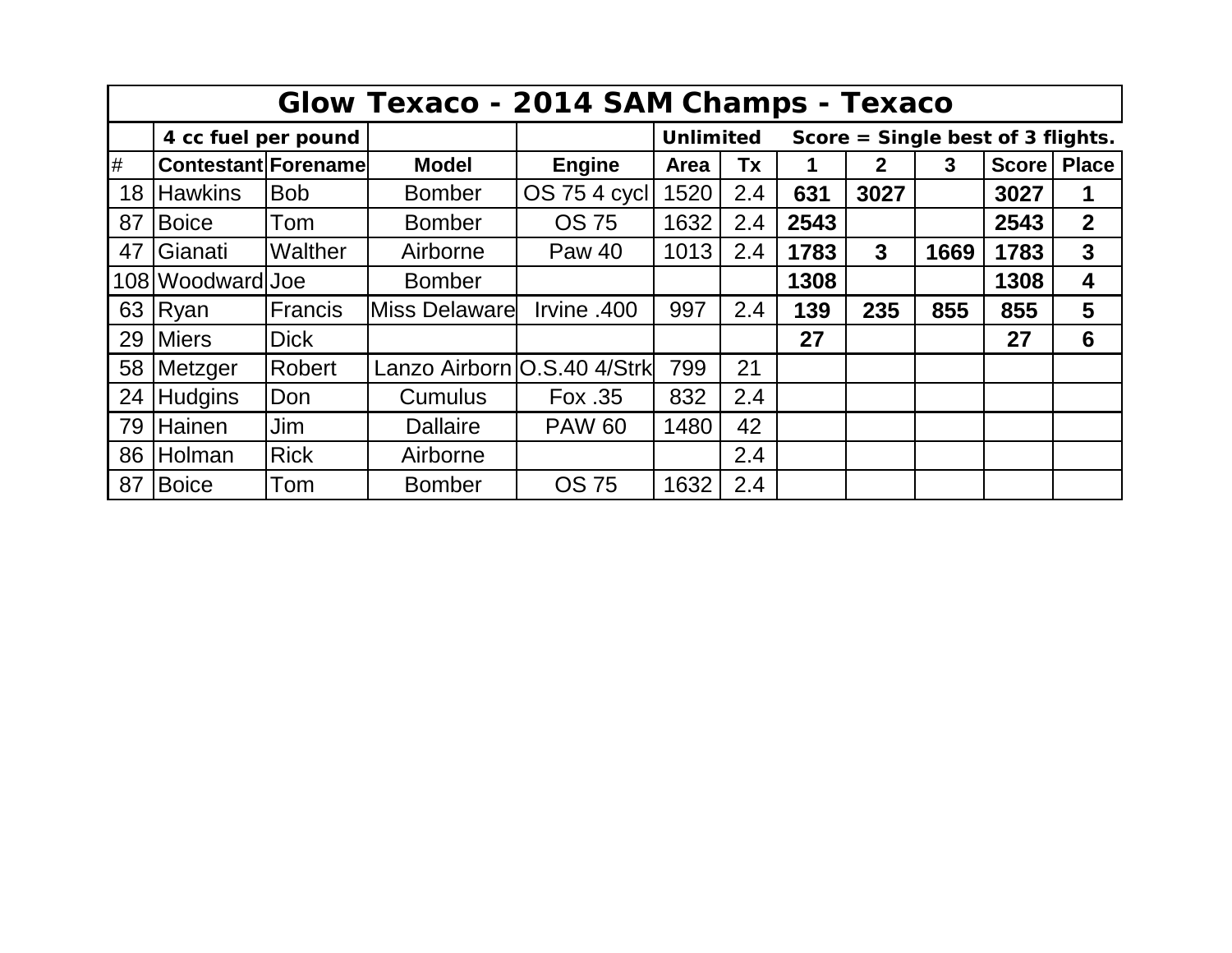| Glow Texaco - 2014 SAM Champs - Texaco | | | | | | | | | | | |
|---|---|---|---|---|---|---|---|---|---|---|---|
| | **4 cc fuel per pound** | | | | **Unlimited** | | **Score = Single best of 3 flights.** | | | | |
| # | **Contestant** | **Forename** | **Model** | **Engine** | **Area** | **Tx** | **1** | **2** | **3** | **Score** | **Place** |
| 18 | Hawkins | Bob | Bomber | OS 75 4 cycl | 1520 | 2.4 | **631** | **3027** | | **3027** | **1** |
| 87 | Boice | Tom | Bomber | OS 75 | 1632 | 2.4 | **2543** | | | **2543** | **2** |
| 47 | Gianati | Walther | Airborne | Paw 40 | 1013 | 2.4 | **1783** | **3** | **1669** | **1783** | **3** |
| 108 | Woodward | Joe | Bomber | | | | **1308** | | | **1308** | **4** |
| 63 | Ryan | Francis | Miss Delaware | Irvine .400 | 997 | 2.4 | **139** | **235** | **855** | **855** | **5** |
| 29 | Miers | Dick | | | | | **27** | | | **27** | **6** |
| 58 | Metzger | Robert | Lanzo Airborn | O.S.40 4/Strk | 799 | 21 | | | | | |
| 24 | Hudgins | Don | Cumulus | Fox .35 | 832 | 2.4 | | | | | |
| 79 | Hainen | Jim | Dallaire | PAW 60 | 1480 | 42 | | | | | |
| 86 | Holman | Rick | Airborne | | | 2.4 | | | | | |
| 87 | Boice | Tom | Bomber | OS 75 | 1632 | 2.4 | | | | | |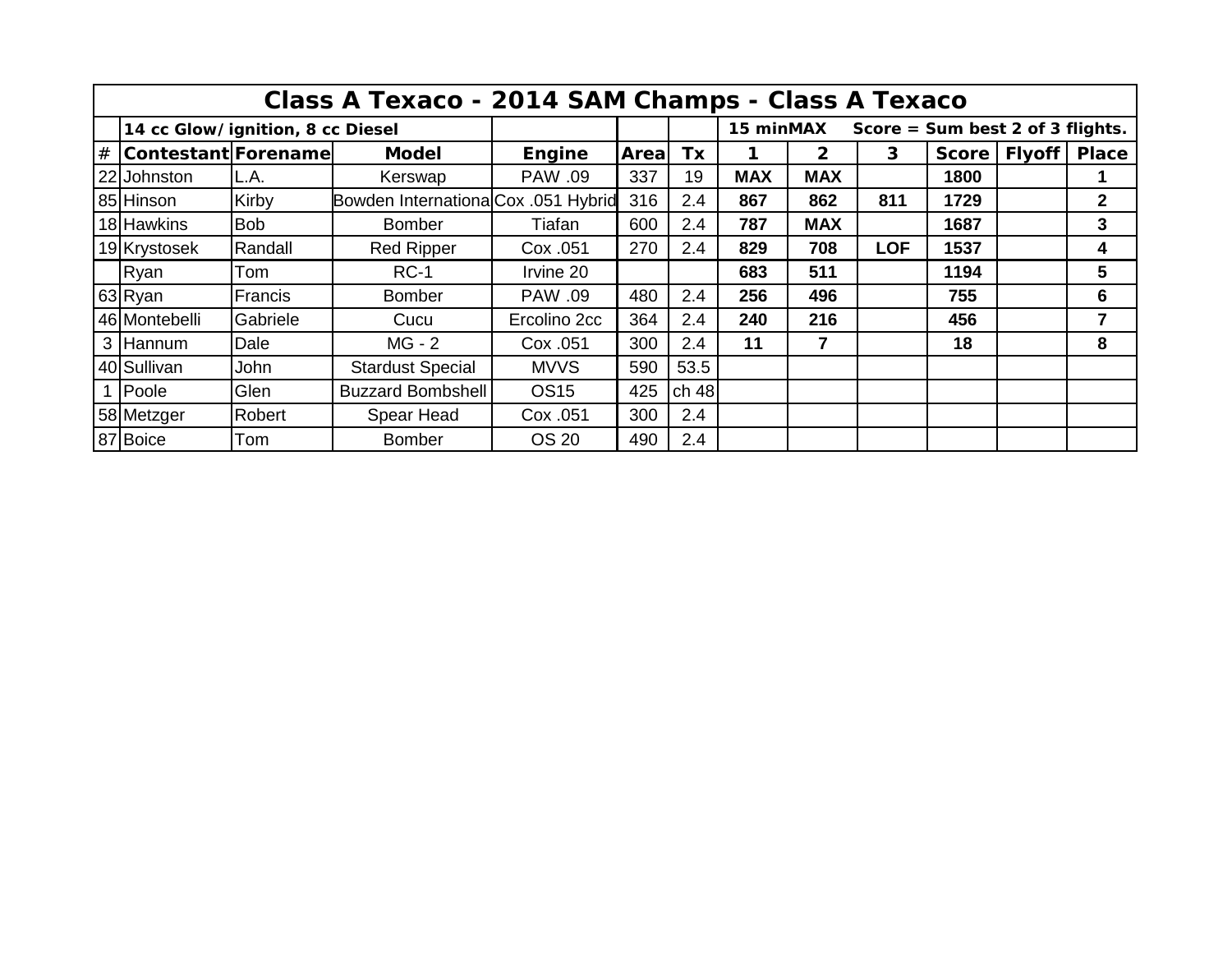| Class A Texaco - 2014 SAM Champs - Class A Texaco | | | | | | | | | | | | |
|---|---|---|---|---|---|---|---|---|---|---|---|---|
| | 14 cc Glow/ignition, 8 cc Diesel | | | | | | 15 minMAX | | Score = Sum best 2 of 3 flights. | | | |
| # | Contestant | Forename | Model | Engine | Area | Tx | 1 | 2 | 3 | Score | Flyoff | Place |
| 22 | Johnston | L.A. | Kerswap | PAW .09 | 337 | 19 | **MAX** | **MAX** | | **1800** | | **1** |
| 85 | Hinson | Kirby | Bowden Internationa | Cox .051 Hybrid | 316 | 2.4 | **867** | **862** | **811** | **1729** | | **2** |
| 18 | Hawkins | Bob | Bomber | Tiafan | 600 | 2.4 | **787** | **MAX** | | **1687** | | **3** |
| 19 | Krystosek | Randall | Red Ripper | Cox .051 | 270 | 2.4 | **829** | **708** | **LOF** | **1537** | | **4** |
| | Ryan | Tom | RC-1 | Irvine 20 | | | **683** | **511** | | **1194** | | **5** |
| 63 | Ryan | Francis | Bomber | PAW .09 | 480 | 2.4 | **256** | **496** | | **755** | | **6** |
| 46 | Montebelli | Gabriele | Cucu | Ercolino 2cc | 364 | 2.4 | **240** | **216** | | **456** | | **7** |
| 3 | Hannum | Dale | MG - 2 | Cox .051 | 300 | 2.4 | **11** | **7** | | **18** | | **8** |
| 40 | Sullivan | John | Stardust Special | MVVS | 590 | 53.5 | | | | | | |
| 1 | Poole | Glen | Buzzard Bombshell | OS15 | 425 | ch 48 | | | | | | |
| 58 | Metzger | Robert | Spear Head | Cox .051 | 300 | 2.4 | | | | | | |
| 87 | Boice | Tom | Bomber | OS 20 | 490 | 2.4 | | | | | | |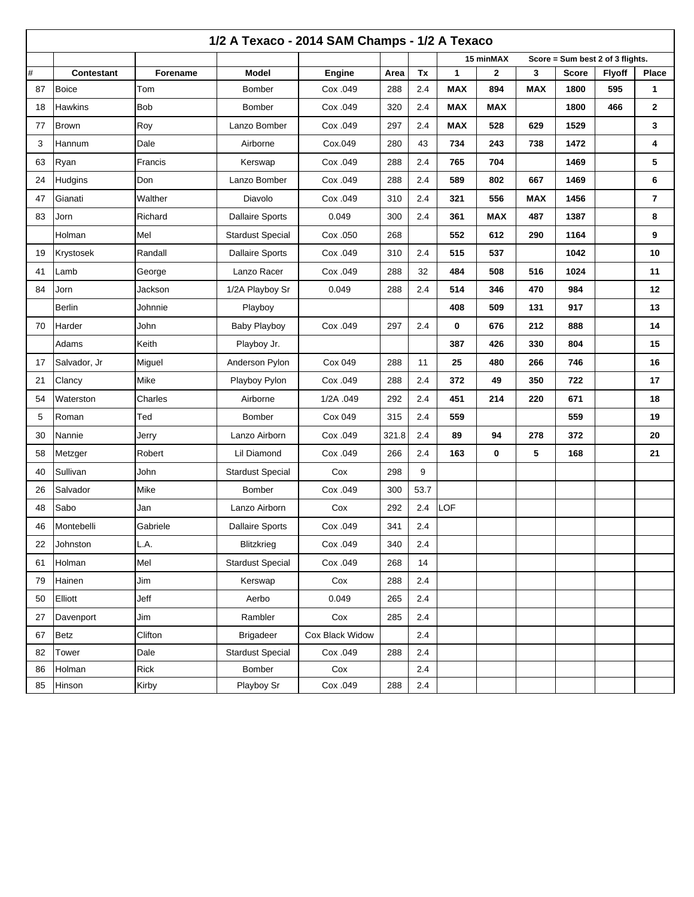# 1/2 A Texaco - 2014 SAM Champs - 1/2 A Texaco

| | | | | | | | 15 minMAX | | | Score = Sum best 2 of 3 flights. | | |
|---|---|---|---|---|---|---|---|---|---|---|---|---|
| # | Contestant | Forename | Model | Engine | Area | Tx | 1 | 2 | 3 | Score | Flyoff | Place |
| 87 | Boice | Tom | Bomber | Cox .049 | 288 | 2.4 | **MAX** | **894** | **MAX** | **1800** | **595** | **1** |
| 18 | Hawkins | Bob | Bomber | Cox .049 | 320 | 2.4 | **MAX** | **MAX** | | **1800** | **466** | **2** |
| 77 | Brown | Roy | Lanzo Bomber | Cox .049 | 297 | 2.4 | **MAX** | **528** | **629** | **1529** | | **3** |
| 3 | Hannum | Dale | Airborne | Cox.049 | 280 | 43 | **734** | **243** | **738** | **1472** | | **4** |
| 63 | Ryan | Francis | Kerswap | Cox .049 | 288 | 2.4 | **765** | **704** | | **1469** | | **5** |
| 24 | Hudgins | Don | Lanzo Bomber | Cox .049 | 288 | 2.4 | **589** | **802** | **667** | **1469** | | **6** |
| 47 | Gianati | Walther | Diavolo | Cox .049 | 310 | 2.4 | **321** | **556** | **MAX** | **1456** | | **7** |
| 83 | Jorn | Richard | Dallaire Sports | 0.049 | 300 | 2.4 | **361** | **MAX** | **487** | **1387** | | **8** |
| | Holman | Mel | Stardust Special | Cox .050 | 268 | | **552** | **612** | **290** | **1164** | | **9** |
| 19 | Krystosek | Randall | Dallaire Sports | Cox .049 | 310 | 2.4 | **515** | **537** | | **1042** | | **10** |
| 41 | Lamb | George | Lanzo Racer | Cox .049 | 288 | 32 | **484** | **508** | **516** | **1024** | | **11** |
| 84 | Jorn | Jackson | 1/2A Playboy Sr | 0.049 | 288 | 2.4 | **514** | **346** | **470** | **984** | | **12** |
| | Berlin | Johnnie | Playboy | | | | **408** | **509** | **131** | **917** | | **13** |
| 70 | Harder | John | Baby Playboy | Cox .049 | 297 | 2.4 | **0** | **676** | **212** | **888** | | **14** |
| | Adams | Keith | Playboy Jr. | | | | **387** | **426** | **330** | **804** | | **15** |
| 17 | Salvador, Jr | Miguel | Anderson Pylon | Cox 049 | 288 | 11 | **25** | **480** | **266** | **746** | | **16** |
| 21 | Clancy | Mike | Playboy Pylon | Cox .049 | 288 | 2.4 | **372** | **49** | **350** | **722** | | **17** |
| 54 | Waterston | Charles | Airborne | 1/2A .049 | 292 | 2.4 | **451** | **214** | **220** | **671** | | **18** |
| 5 | Roman | Ted | Bomber | Cox 049 | 315 | 2.4 | **559** | | | **559** | | **19** |
| 30 | Nannie | Jerry | Lanzo Airborn | Cox .049 | 321.8 | 2.4 | **89** | **94** | **278** | **372** | | **20** |
| 58 | Metzger | Robert | Lil Diamond | Cox .049 | 266 | 2.4 | **163** | **0** | **5** | **168** | | **21** |
| 40 | Sullivan | John | Stardust Special | Cox | 298 | 9 | | | | | | |
| 26 | Salvador | Mike | Bomber | Cox .049 | 300 | 53.7 | | | | | | |
| 48 | Sabo | Jan | Lanzo Airborn | Cox | 292 | 2.4 | LOF | | | | | |
| 46 | Montebelli | Gabriele | Dallaire Sports | Cox .049 | 341 | 2.4 | | | | | | |
| 22 | Johnston | L.A. | Blitzkrieg | Cox .049 | 340 | 2.4 | | | | | | |
| 61 | Holman | Mel | Stardust Special | Cox .049 | 268 | 14 | | | | | | |
| 79 | Hainen | Jim | Kerswap | Cox | 288 | 2.4 | | | | | | |
| 50 | Elliott | Jeff | Aerbo | 0.049 | 265 | 2.4 | | | | | | |
| 27 | Davenport | Jim | Rambler | Cox | 285 | 2.4 | | | | | | |
| 67 | Betz | Clifton | Brigadeer | Cox Black Widow | | 2.4 | | | | | | |
| 82 | Tower | Dale | Stardust Special | Cox .049 | 288 | 2.4 | | | | | | |
| 86 | Holman | Rick | Bomber | Cox | | 2.4 | | | | | | |
| 85 | Hinson | Kirby | Playboy Sr | Cox .049 | 288 | 2.4 | | | | | | |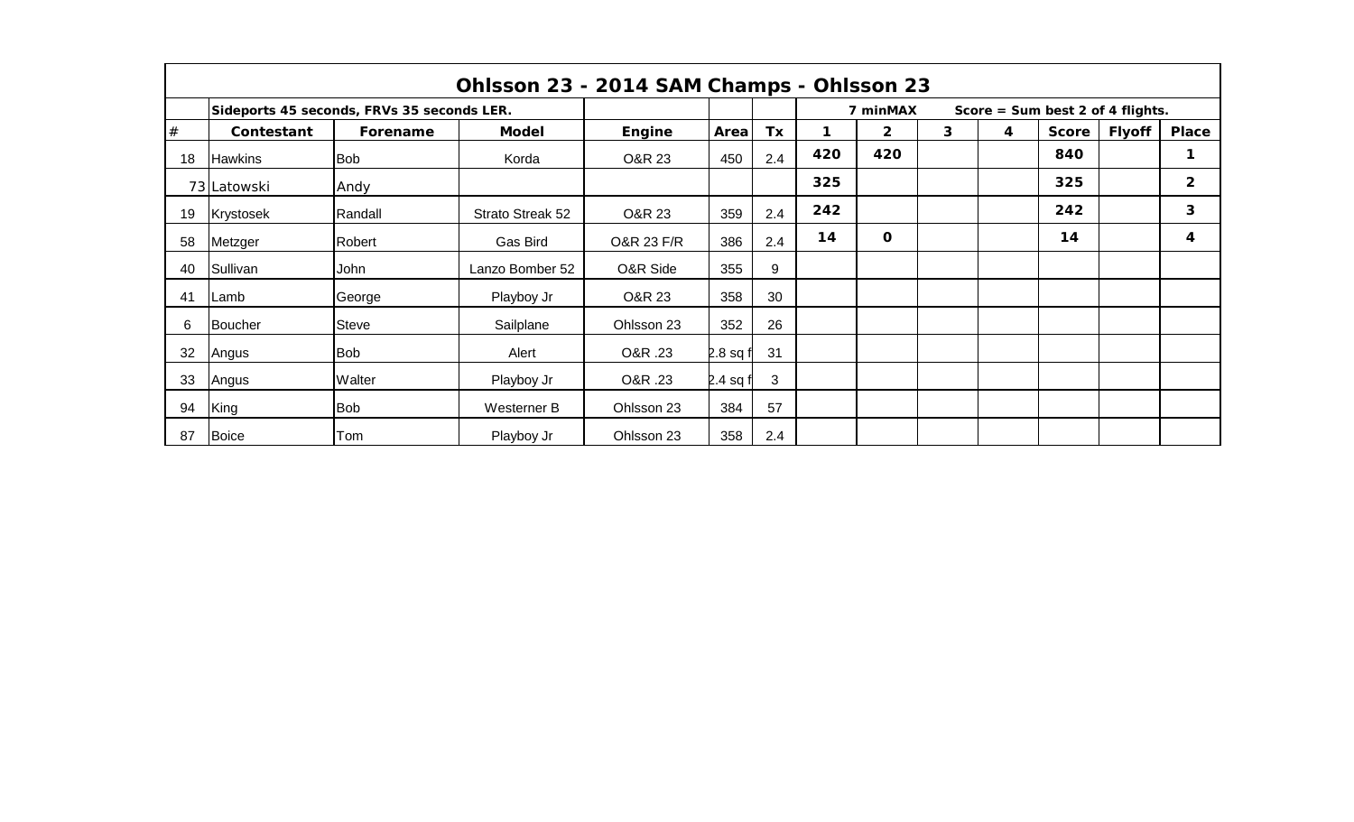# Ohlsson 23 - 2014 SAM Champs - Ohlsson 23

| # | Contestant | Forename | Model | Engine | Area | Tx | 1 | 2 | 3 | 4 | Score | Flyoff | Place |
|---|---|---|---|---|---|---|---|---|---|---|---|---|---|
| | Sideports 45 seconds, FRVs 35 seconds LER. | | | | | | | 7 minMAX | Score = Sum best 2 of 4 flights. | | | | |
| 18 | Hawkins | Bob | Korda | O&R 23 | 450 | 2.4 | 420 | 420 | | | 840 | | 1 |
| 73 | Latowski | Andy | | | | | 325 | | | | 325 | | 2 |
| 19 | Krystosek | Randall | Strato Streak 52 | O&R 23 | 359 | 2.4 | 242 | | | | 242 | | 3 |
| 58 | Metzger | Robert | Gas Bird | O&R 23 F/R | 386 | 2.4 | 14 | 0 | | | 14 | | 4 |
| 40 | Sullivan | John | Lanzo Bomber 52 | O&R Side | 355 | 9 | | | | | | | |
| 41 | Lamb | George | Playboy Jr | O&R 23 | 358 | 30 | | | | | | | |
| 6 | Boucher | Steve | Sailplane | Ohlsson 23 | 352 | 26 | | | | | | | |
| 32 | Angus | Bob | Alert | O&R .23 | 2.8 sq f | 31 | | | | | | | |
| 33 | Angus | Walter | Playboy Jr | O&R .23 | 2.4 sq f | 3 | | | | | | | |
| 94 | King | Bob | Westerner B | Ohlsson 23 | 384 | 57 | | | | | | | |
| 87 | Boice | Tom | Playboy Jr | Ohlsson 23 | 358 | 2.4 | | | | | | | |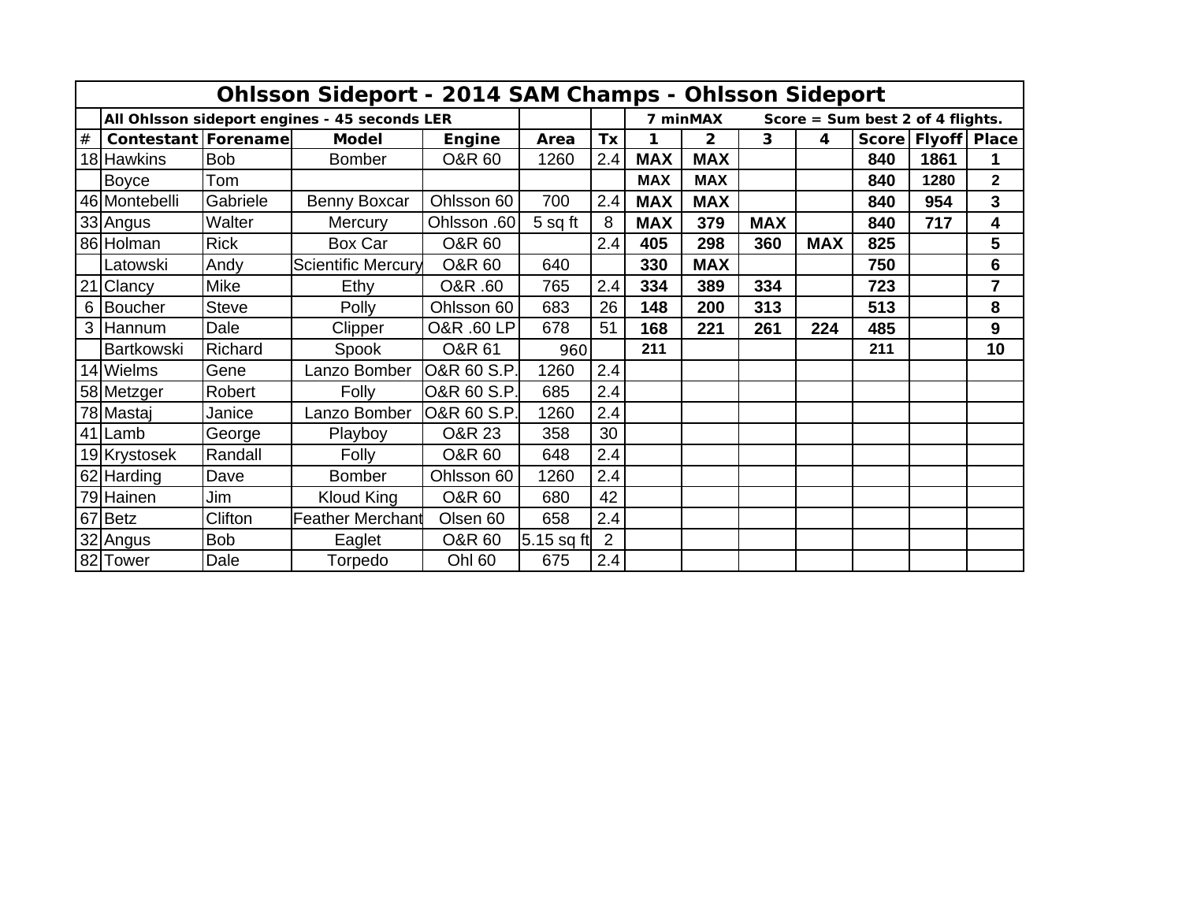| Ohlsson Sideport - 2014 SAM Champs - Ohlsson Sideport | | | | | | | | | | | | | | |
|---|---|---|---|---|---|---|---|---|---|---|---|---|---|---|
| | All Ohlsson sideport engines - 45 seconds LER | | | | | | 7 minMAX | | Score = Sum best 2 of 4 flights. | | | | | |
| # | Contestant | Forename | Model | Engine | Area | Tx | 1 | 2 | 3 | 4 | Score | Flyoff | Place |
| 18 | Hawkins | Bob | Bomber | O&R 60 | 1260 | 2.4 | **MAX** | **MAX** | | | **840** | **1861** | **1** |
| | Boyce | Tom | | | | | **MAX** | **MAX** | | | **840** | **1280** | **2** |
| 46 | Montebelli | Gabriele | Benny Boxcar | Ohlsson 60 | 700 | 2.4 | **MAX** | **MAX** | | | **840** | **954** | **3** |
| 33 | Angus | Walter | Mercury | Ohlsson .60 | 5 sq ft | 8 | **MAX** | **379** | **MAX** | | **840** | **717** | **4** |
| 86 | Holman | Rick | Box Car | O&R 60 | | 2.4 | **405** | **298** | **360** | **MAX** | **825** | | **5** |
| | Latowski | Andy | Scientific Mercury | O&R 60 | 640 | | **330** | **MAX** | | | **750** | | **6** |
| 21 | Clancy | Mike | Ethy | O&R .60 | 765 | 2.4 | **334** | **389** | **334** | | **723** | | **7** |
| 6 | Boucher | Steve | Polly | Ohlsson 60 | 683 | 26 | **148** | **200** | **313** | | **513** | | **8** |
| 3 | Hannum | Dale | Clipper | O&R .60 LP | 678 | 51 | **168** | **221** | **261** | **224** | **485** | | **9** |
| | Bartkowski | Richard | Spook | O&R 61 | 960 | | **211** | | | | **211** | | **10** |
| 14 | Wielms | Gene | Lanzo Bomber | O&R 60 S.P. | 1260 | 2.4 | | | | | | | |
| 58 | Metzger | Robert | Folly | O&R 60 S.P. | 685 | 2.4 | | | | | | | |
| 78 | Mastaj | Janice | Lanzo Bomber | O&R 60 S.P. | 1260 | 2.4 | | | | | | | |
| 41 | Lamb | George | Playboy | O&R 23 | 358 | 30 | | | | | | | |
| 19 | Krystosek | Randall | Folly | O&R 60 | 648 | 2.4 | | | | | | | |
| 62 | Harding | Dave | Bomber | Ohlsson 60 | 1260 | 2.4 | | | | | | | |
| 79 | Hainen | Jim | Kloud King | O&R 60 | 680 | 42 | | | | | | | |
| 67 | Betz | Clifton | Feather Merchant | Olsen 60 | 658 | 2.4 | | | | | | | |
| 32 | Angus | Bob | Eaglet | O&R 60 | 5.15 sq ft | 2 | | | | | | | |
| 82 | Tower | Dale | Torpedo | Ohl 60 | 675 | 2.4 | | | | | | | |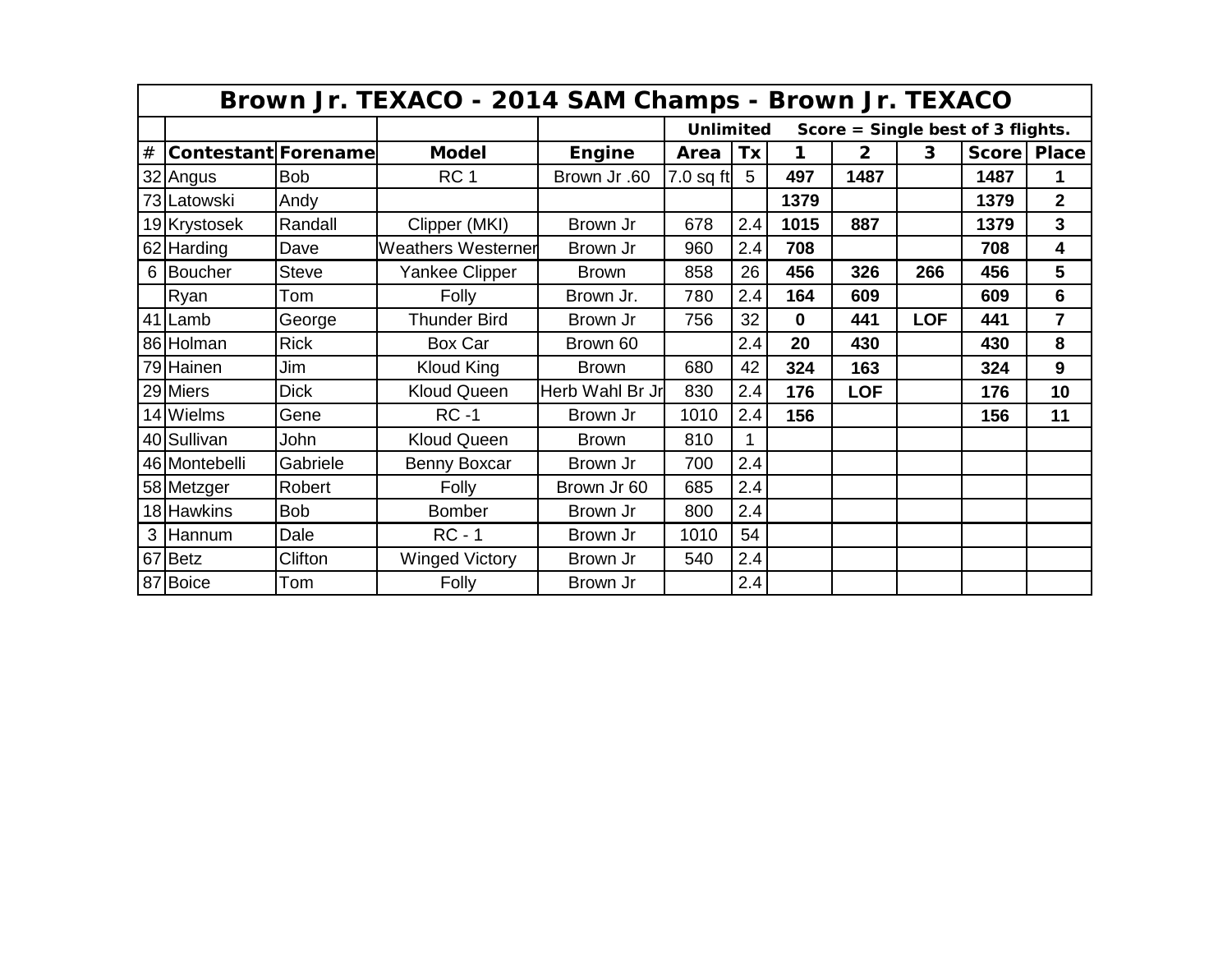# Brown Jr. TEXACO - 2014 SAM Champs - Brown Jr. TEXACO

| | | | | | Unlimited | | Score = Single best of 3 flights. | | | | |
|---|---|---|---|---|---|---|---|---|---|---|---|
| # | Contestant | Forename | Model | Engine | Area | Tx | 1 | 2 | 3 | Score | Place |
| 32 | Angus | Bob | RC 1 | Brown Jr .60 | 7.0 sq ft | 5 | 497 | 1487 | | 1487 | 1 |
| 73 | Latowski | Andy | | | | | 1379 | | | 1379 | 2 |
| 19 | Krystosek | Randall | Clipper (MKI) | Brown Jr | 678 | 2.4 | 1015 | 887 | | 1379 | 3 |
| 62 | Harding | Dave | Weathers Westerner | Brown Jr | 960 | 2.4 | 708 | | | 708 | 4 |
| 6 | Boucher | Steve | Yankee Clipper | Brown | 858 | 26 | 456 | 326 | 266 | 456 | 5 |
| | Ryan | Tom | Folly | Brown Jr. | 780 | 2.4 | 164 | 609 | | 609 | 6 |
| 41 | Lamb | George | Thunder Bird | Brown Jr | 756 | 32 | 0 | 441 | LOF | 441 | 7 |
| 86 | Holman | Rick | Box Car | Brown 60 | | 2.4 | 20 | 430 | | 430 | 8 |
| 79 | Hainen | Jim | Kloud King | Brown | 680 | 42 | 324 | 163 | | 324 | 9 |
| 29 | Miers | Dick | Kloud Queen | Herb Wahl Br Jr | 830 | 2.4 | 176 | LOF | | 176 | 10 |
| 14 | Wielms | Gene | RC -1 | Brown Jr | 1010 | 2.4 | 156 | | | 156 | 11 |
| 40 | Sullivan | John | Kloud Queen | Brown | 810 | 1 | | | | | |
| 46 | Montebelli | Gabriele | Benny Boxcar | Brown Jr | 700 | 2.4 | | | | | |
| 58 | Metzger | Robert | Folly | Brown Jr 60 | 685 | 2.4 | | | | | |
| 18 | Hawkins | Bob | Bomber | Brown Jr | 800 | 2.4 | | | | | |
| 3 | Hannum | Dale | RC - 1 | Brown Jr | 1010 | 54 | | | | | |
| 67 | Betz | Clifton | Winged Victory | Brown Jr | 540 | 2.4 | | | | | |
| 87 | Boice | Tom | Folly | Brown Jr | | 2.4 | | | | | |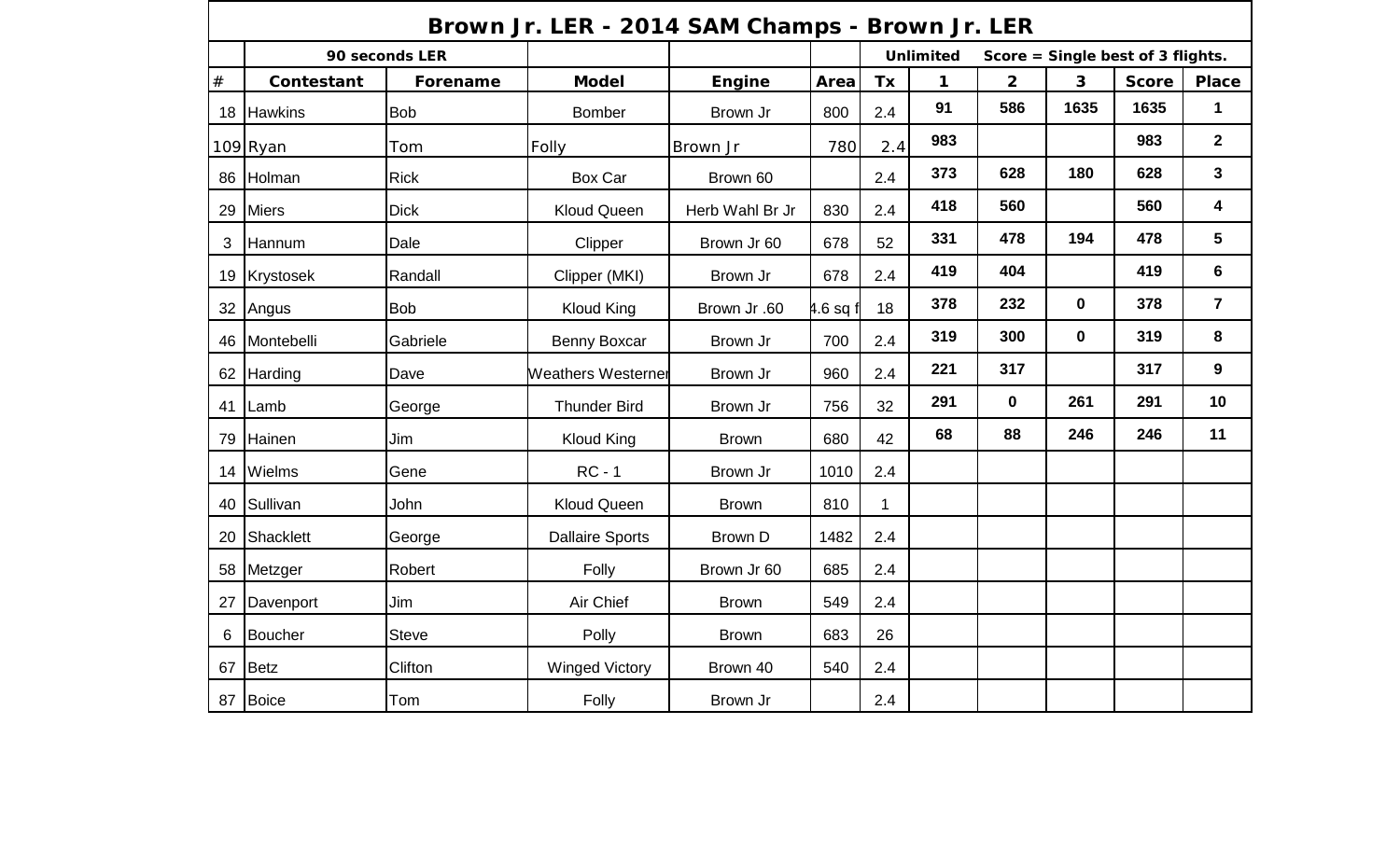# Brown Jr. LER - 2014 SAM Champs - Brown Jr. LER

| | 90 seconds LER | | | | | | Unlimited | Score = Single best of 3 flights. | | | |
|---|---|---|---|---|---|---|---|---|---|---|---|
| # | Contestant | Forename | Model | Engine | Area | Tx | 1 | 2 | 3 | Score | Place |
| 18 | Hawkins | Bob | Bomber | Brown Jr | 800 | 2.4 | 91 | 586 | 1635 | 1635 | 1 |
| 109 | Ryan | Tom | Folly | Brown Jr | 780 | 2.4 | 983 | | | 983 | 2 |
| 86 | Holman | Rick | Box Car | Brown 60 | | 2.4 | 373 | 628 | 180 | 628 | 3 |
| 29 | Miers | Dick | Kloud Queen | Herb Wahl Br Jr | 830 | 2.4 | 418 | 560 | | 560 | 4 |
| 3 | Hannum | Dale | Clipper | Brown Jr 60 | 678 | 52 | 331 | 478 | 194 | 478 | 5 |
| 19 | Krystosek | Randall | Clipper (MKI) | Brown Jr | 678 | 2.4 | 419 | 404 | | 419 | 6 |
| 32 | Angus | Bob | Kloud King | Brown Jr .60 | 4.6 sq f | 18 | 378 | 232 | 0 | 378 | 7 |
| 46 | Montebelli | Gabriele | Benny Boxcar | Brown Jr | 700 | 2.4 | 319 | 300 | 0 | 319 | 8 |
| 62 | Harding | Dave | Weathers Westerner | Brown Jr | 960 | 2.4 | 221 | 317 | | 317 | 9 |
| 41 | Lamb | George | Thunder Bird | Brown Jr | 756 | 32 | 291 | 0 | 261 | 291 | 10 |
| 79 | Hainen | Jim | Kloud King | Brown | 680 | 42 | 68 | 88 | 246 | 246 | 11 |
| 14 | Wielms | Gene | RC - 1 | Brown Jr | 1010 | 2.4 | | | | | |
| 40 | Sullivan | John | Kloud Queen | Brown | 810 | 1 | | | | | |
| 20 | Shacklett | George | Dallaire Sports | Brown D | 1482 | 2.4 | | | | | |
| 58 | Metzger | Robert | Folly | Brown Jr 60 | 685 | 2.4 | | | | | |
| 27 | Davenport | Jim | Air Chief | Brown | 549 | 2.4 | | | | | |
| 6 | Boucher | Steve | Polly | Brown | 683 | 26 | | | | | |
| 67 | Betz | Clifton | Winged Victory | Brown 40 | 540 | 2.4 | | | | | |
| 87 | Boice | Tom | Folly | Brown Jr | | 2.4 | | | | | |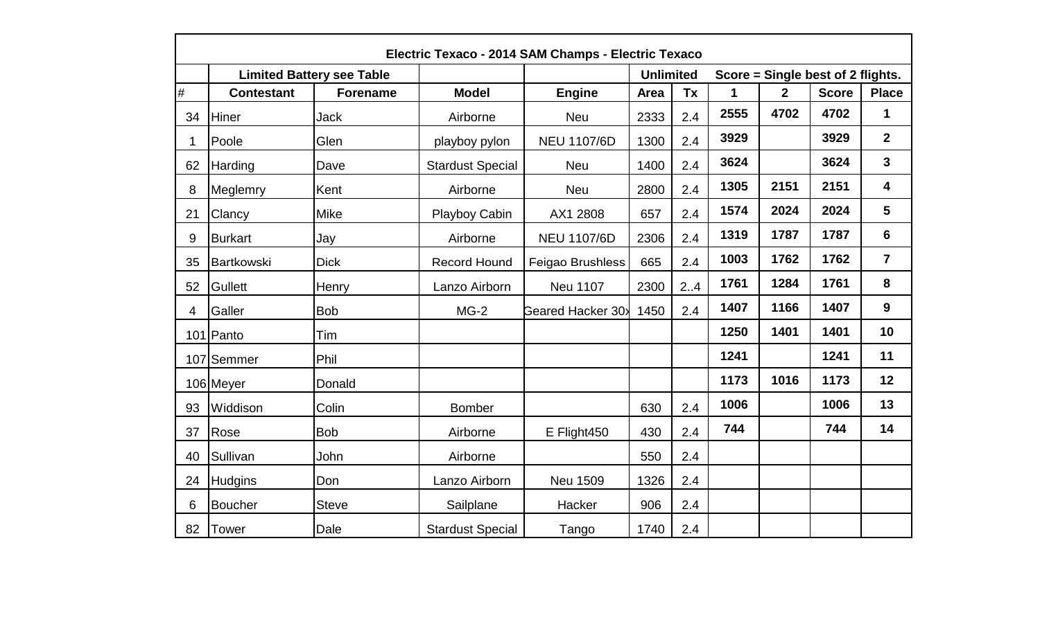| Electric Texaco - 2014 SAM Champs - Electric Texaco | | | | | | | | | | |
|---|---|---|---|---|---|---|---|---|---|---|
| | Limited Battery see Table | | | | Unlimited | | Score = Single best of 2 flights. | | | |
| # | Contestant | Forename | Model | Engine | Area | Tx | 1 | 2 | Score | Place |
| 34 | Hiner | Jack | Airborne | Neu | 2333 | 2.4 | **2555** | **4702** | **4702** | **1** |
| 1 | Poole | Glen | playboy pylon | NEU 1107/6D | 1300 | 2.4 | **3929** | | **3929** | **2** |
| 62 | Harding | Dave | Stardust Special | Neu | 1400 | 2.4 | **3624** | | **3624** | **3** |
| 8 | Meglemry | Kent | Airborne | Neu | 2800 | 2.4 | **1305** | **2151** | **2151** | **4** |
| 21 | Clancy | Mike | Playboy Cabin | AX1 2808 | 657 | 2.4 | **1574** | **2024** | **2024** | **5** |
| 9 | Burkart | Jay | Airborne | NEU 1107/6D | 2306 | 2.4 | **1319** | **1787** | **1787** | **6** |
| 35 | Bartkowski | Dick | Record Hound | Feigao Brushless | 665 | 2.4 | **1003** | **1762** | **1762** | **7** |
| 52 | Gullett | Henry | Lanzo Airborn | Neu 1107 | 2300 | 2..4 | **1761** | **1284** | **1761** | **8** |
| 4 | Galler | Bob | MG-2 | Geared Hacker 30x | 1450 | 2.4 | **1407** | **1166** | **1407** | **9** |
| 101 | Panto | Tim | | | | | **1250** | **1401** | **1401** | **10** |
| 107 | Semmer | Phil | | | | | **1241** | | **1241** | **11** |
| 106 | Meyer | Donald | | | | | **1173** | **1016** | **1173** | **12** |
| 93 | Widdison | Colin | Bomber | | 630 | 2.4 | **1006** | | **1006** | **13** |
| 37 | Rose | Bob | Airborne | E Flight450 | 430 | 2.4 | **744** | | **744** | **14** |
| 40 | Sullivan | John | Airborne | | 550 | 2.4 | | | | |
| 24 | Hudgins | Don | Lanzo Airborn | Neu 1509 | 1326 | 2.4 | | | | |
| 6 | Boucher | Steve | Sailplane | Hacker | 906 | 2.4 | | | | |
| 82 | Tower | Dale | Stardust Special | Tango | 1740 | 2.4 | | | | |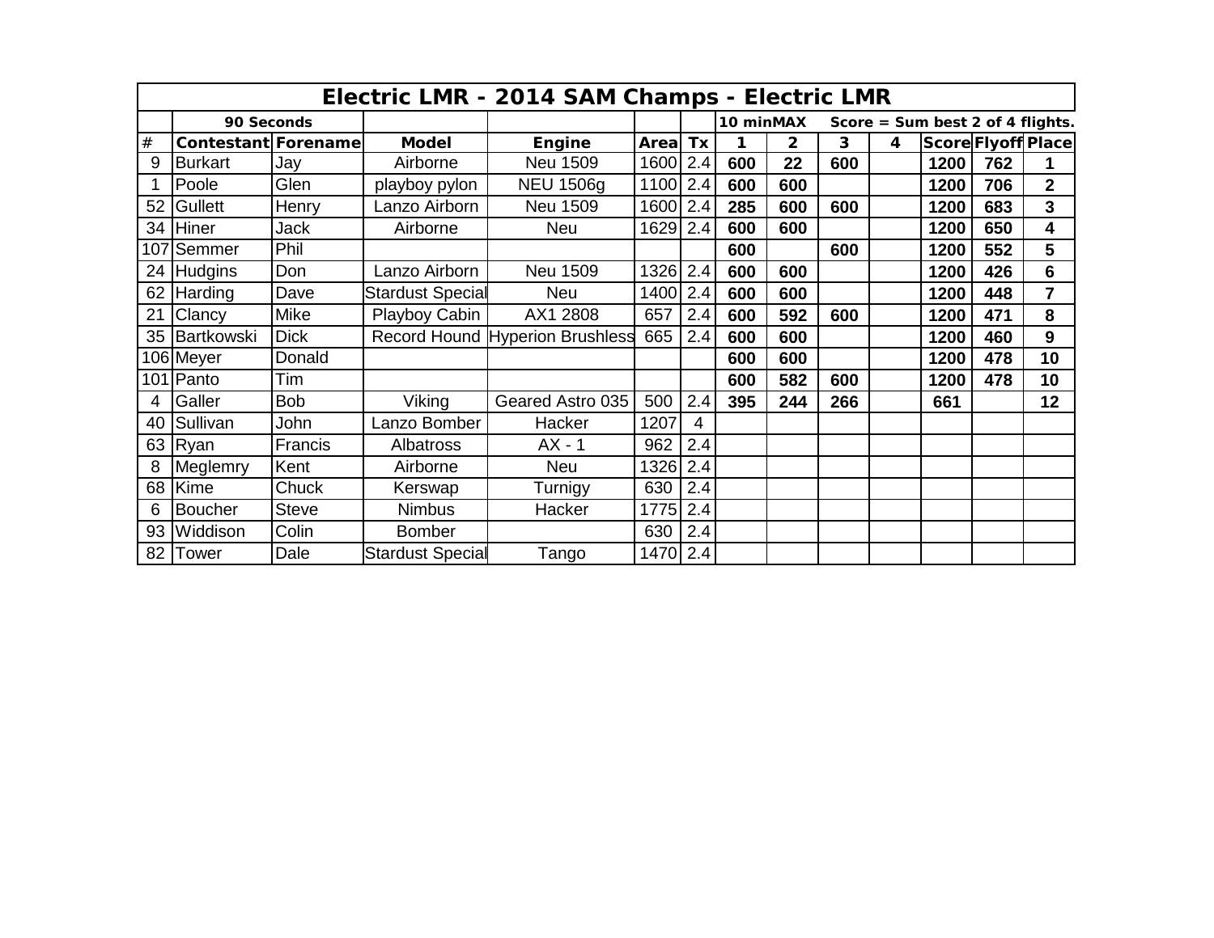| Electric LMR - 2014 SAM Champs - Electric LMR | | | | | | | | | | | | | | |
|---|---|---|---|---|---|---|---|---|---|---|---|---|---|---|
| | 90 Seconds | | | | | | 10 minMAX | | Score = Sum best 2 of 4 flights. | | | | | |
| # | Contestant | Forename | Model | Engine | Area | Tx | 1 | 2 | 3 | 4 | Score | Flyoff | Place |
| 9 | Burkart | Jay | Airborne | Neu 1509 | 1600 | 2.4 | 600 | 22 | 600 | | 1200 | 762 | 1 |
| 1 | Poole | Glen | playboy pylon | NEU 1506g | 1100 | 2.4 | 600 | 600 | | | 1200 | 706 | 2 |
| 52 | Gullett | Henry | Lanzo Airborn | Neu 1509 | 1600 | 2.4 | 285 | 600 | 600 | | 1200 | 683 | 3 |
| 34 | Hiner | Jack | Airborne | Neu | 1629 | 2.4 | 600 | 600 | | | 1200 | 650 | 4 |
| 107 | Semmer | Phil | | | | | 600 | | 600 | | 1200 | 552 | 5 |
| 24 | Hudgins | Don | Lanzo Airborn | Neu 1509 | 1326 | 2.4 | 600 | 600 | | | 1200 | 426 | 6 |
| 62 | Harding | Dave | Stardust Special | Neu | 1400 | 2.4 | 600 | 600 | | | 1200 | 448 | 7 |
| 21 | Clancy | Mike | Playboy Cabin | AX1 2808 | 657 | 2.4 | 600 | 592 | 600 | | 1200 | 471 | 8 |
| 35 | Bartkowski | Dick | Record Hound | Hyperion Brushless | 665 | 2.4 | 600 | 600 | | | 1200 | 460 | 9 |
| 106 | Meyer | Donald | | | | | 600 | 600 | | | 1200 | 478 | 10 |
| 101 | Panto | Tim | | | | | 600 | 582 | 600 | | 1200 | 478 | 10 |
| 4 | Galler | Bob | Viking | Geared Astro 035 | 500 | 2.4 | 395 | 244 | 266 | | 661 | | 12 |
| 40 | Sullivan | John | Lanzo Bomber | Hacker | 1207 | 4 | | | | | | | |
| 63 | Ryan | Francis | Albatross | AX - 1 | 962 | 2.4 | | | | | | | |
| 8 | Meglemry | Kent | Airborne | Neu | 1326 | 2.4 | | | | | | | |
| 68 | Kime | Chuck | Kerswap | Turnigy | 630 | 2.4 | | | | | | | |
| 6 | Boucher | Steve | Nimbus | Hacker | 1775 | 2.4 | | | | | | | |
| 93 | Widdison | Colin | Bomber | | 630 | 2.4 | | | | | | | |
| 82 | Tower | Dale | Stardust Special | Tango | 1470 | 2.4 | | | | | | | |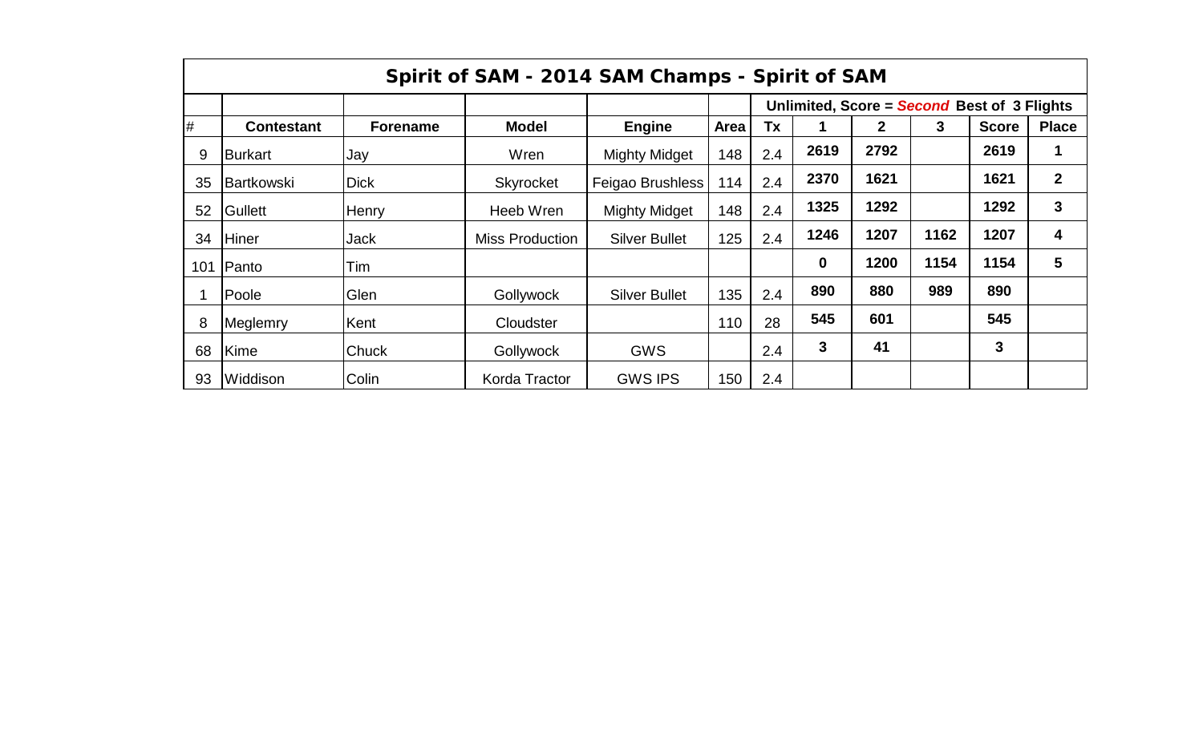## Spirit of SAM - 2014 SAM Champs - Spirit of SAM

| | | | | | | | Unlimited, Score = ***Second*** Best of 3 Flights | | | | |
|---|---|---|---|---|---|---|---|---|---|---|---|
| # | **Contestant** | **Forename** | **Model** | **Engine** | **Area** | **Tx** | **1** | **2** | **3** | **Score** | **Place** |
| 9 | Burkart | Jay | Wren | Mighty Midget | 148 | 2.4 | **2619** | **2792** | | **2619** | **1** |
| 35 | Bartkowski | Dick | Skyrocket | Feigao Brushless | 114 | 2.4 | **2370** | **1621** | | **1621** | **2** |
| 52 | Gullett | Henry | Heeb Wren | Mighty Midget | 148 | 2.4 | **1325** | **1292** | | **1292** | **3** |
| 34 | Hiner | Jack | Miss Production | Silver Bullet | 125 | 2.4 | **1246** | **1207** | **1162** | **1207** | **4** |
| 101 | Panto | Tim | | | | | **0** | **1200** | **1154** | **1154** | **5** |
| 1 | Poole | Glen | Gollywock | Silver Bullet | 135 | 2.4 | **890** | **880** | **989** | **890** | |
| 8 | Meglemry | Kent | Cloudster | | 110 | 28 | **545** | **601** | | **545** | |
| 68 | Kime | Chuck | Gollywock | GWS | | 2.4 | **3** | **41** | | **3** | |
| 93 | Widdison | Colin | Korda Tractor | GWS IPS | 150 | 2.4 | | | | | |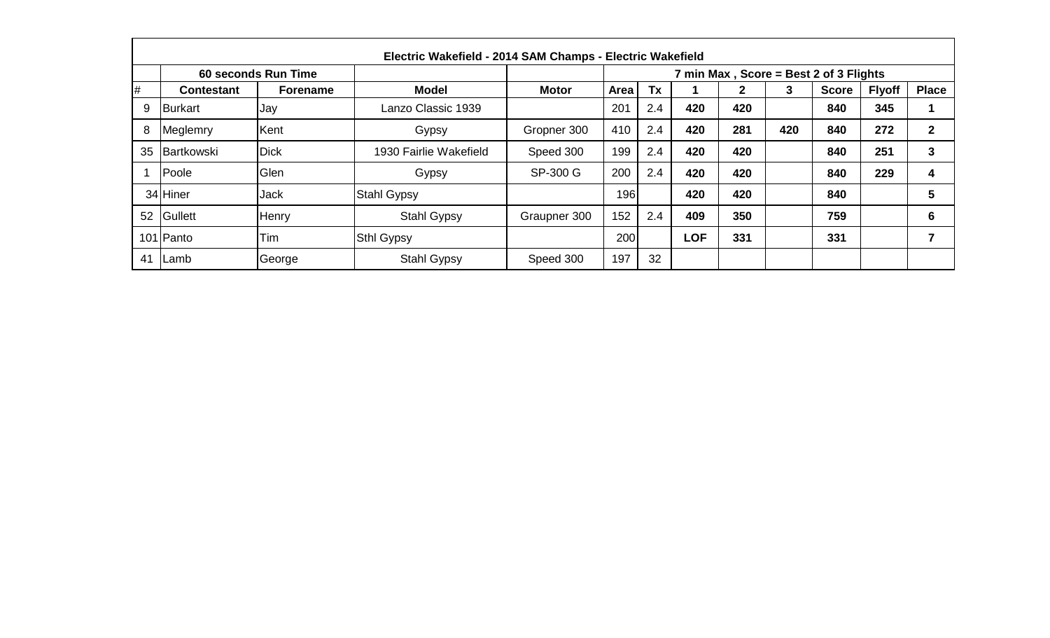| Electric Wakefield - 2014 SAM Champs - Electric Wakefield | | | | | | | | | | | | |
|---|---|---|---|---|---|---|---|---|---|---|---|---|
| | 60 seconds Run Time | | | | | | 7 min Max , Score = Best 2 of 3 Flights | | | | | |
| # | Contestant | Forename | Model | Motor | Area | Tx | 1 | 2 | 3 | Score | Flyoff | Place |
| 9 | Burkart | Jay | Lanzo Classic 1939 | | 201 | 2.4 | 420 | 420 | | 840 | 345 | 1 |
| 8 | Meglemry | Kent | Gypsy | Gropner 300 | 410 | 2.4 | 420 | 281 | 420 | 840 | 272 | 2 |
| 35 | Bartkowski | Dick | 1930 Fairlie Wakefield | Speed 300 | 199 | 2.4 | 420 | 420 | | 840 | 251 | 3 |
| 1 | Poole | Glen | Gypsy | SP-300 G | 200 | 2.4 | 420 | 420 | | 840 | 229 | 4 |
| 34 | Hiner | Jack | Stahl Gypsy | | 196 | | 420 | 420 | | 840 | | 5 |
| 52 | Gullett | Henry | Stahl Gypsy | Graupner 300 | 152 | 2.4 | 409 | 350 | | 759 | | 6 |
| 101 | Panto | Tim | Sthl Gypsy | | 200 | | LOF | 331 | | 331 | | 7 |
| 41 | Lamb | George | Stahl Gypsy | Speed 300 | 197 | 32 | | | | | | |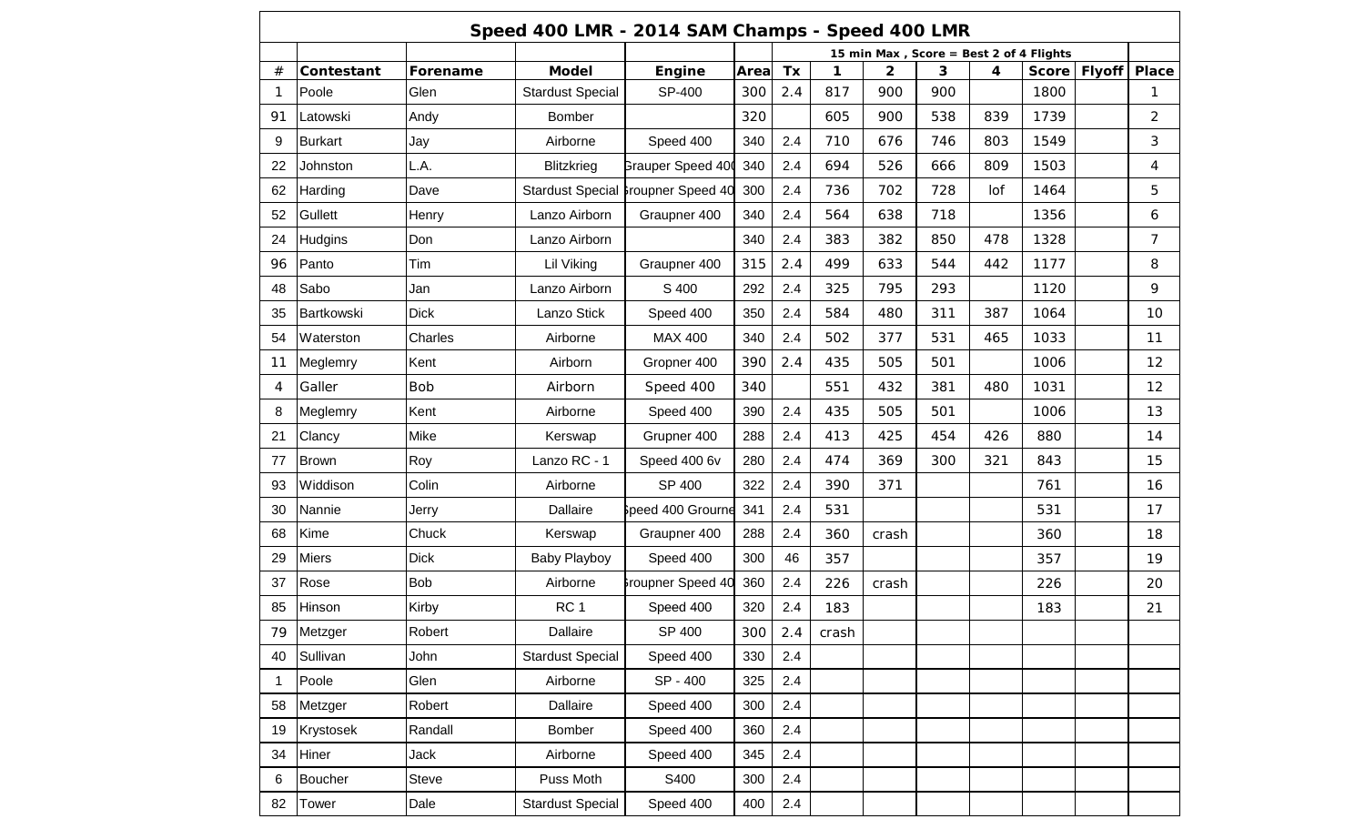## Speed 400 LMR - 2014 SAM Champs - Speed 400 LMR

| | | | | | | | 15 min Max , Score = Best 2 of 4 Flights | | | | | | |
|---|---|---|---|---|---|---|---|---|---|---|---|---|---|
| # | Contestant | Forename | Model | Engine | Area | Tx | 1 | 2 | 3 | 4 | Score | Flyoff | Place |
| 1 | Poole | Glen | Stardust Special | SP-400 | 300 | 2.4 | 817 | 900 | 900 | | 1800 | | 1 |
| 91 | Latowski | Andy | Bomber | | 320 | | 605 | 900 | 538 | 839 | 1739 | | 2 |
| 9 | Burkart | Jay | Airborne | Speed 400 | 340 | 2.4 | 710 | 676 | 746 | 803 | 1549 | | 3 |
| 22 | Johnston | L.A. | Blitzkrieg | Grauper Speed 400 | 340 | 2.4 | 694 | 526 | 666 | 809 | 1503 | | 4 |
| 62 | Harding | Dave | Stardust Special | Groupner Speed 40 | 300 | 2.4 | 736 | 702 | 728 | lof | 1464 | | 5 |
| 52 | Gullett | Henry | Lanzo Airborn | Graupner 400 | 340 | 2.4 | 564 | 638 | 718 | | 1356 | | 6 |
| 24 | Hudgins | Don | Lanzo Airborn | | 340 | 2.4 | 383 | 382 | 850 | 478 | 1328 | | 7 |
| 96 | Panto | Tim | Lil Viking | Graupner 400 | 315 | 2.4 | 499 | 633 | 544 | 442 | 1177 | | 8 |
| 48 | Sabo | Jan | Lanzo Airborn | S 400 | 292 | 2.4 | 325 | 795 | 293 | | 1120 | | 9 |
| 35 | Bartkowski | Dick | Lanzo Stick | Speed 400 | 350 | 2.4 | 584 | 480 | 311 | 387 | 1064 | | 10 |
| 54 | Waterston | Charles | Airborne | MAX 400 | 340 | 2.4 | 502 | 377 | 531 | 465 | 1033 | | 11 |
| 11 | Meglemry | Kent | Airborn | Gropner 400 | 390 | 2.4 | 435 | 505 | 501 | | 1006 | | 12 |
| 4 | Galler | Bob | Airborn | Speed 400 | 340 | | 551 | 432 | 381 | 480 | 1031 | | 12 |
| 8 | Meglemry | Kent | Airborne | Speed 400 | 390 | 2.4 | 435 | 505 | 501 | | 1006 | | 13 |
| 21 | Clancy | Mike | Kerswap | Grupner 400 | 288 | 2.4 | 413 | 425 | 454 | 426 | 880 | | 14 |
| 77 | Brown | Roy | Lanzo RC - 1 | Speed 400 6v | 280 | 2.4 | 474 | 369 | 300 | 321 | 843 | | 15 |
| 93 | Widdison | Colin | Airborne | SP 400 | 322 | 2.4 | 390 | 371 | | | 761 | | 16 |
| 30 | Nannie | Jerry | Dallaire | Speed 400 Grourne | 341 | 2.4 | 531 | | | | 531 | | 17 |
| 68 | Kime | Chuck | Kerswap | Graupner 400 | 288 | 2.4 | 360 | crash | | | 360 | | 18 |
| 29 | Miers | Dick | Baby Playboy | Speed 400 | 300 | 46 | 357 | | | | 357 | | 19 |
| 37 | Rose | Bob | Airborne | Groupner Speed 40 | 360 | 2.4 | 226 | crash | | | 226 | | 20 |
| 85 | Hinson | Kirby | RC 1 | Speed 400 | 320 | 2.4 | 183 | | | | 183 | | 21 |
| 79 | Metzger | Robert | Dallaire | SP 400 | 300 | 2.4 | crash | | | | | | |
| 40 | Sullivan | John | Stardust Special | Speed 400 | 330 | 2.4 | | | | | | | |
| 1 | Poole | Glen | Airborne | SP - 400 | 325 | 2.4 | | | | | | | |
| 58 | Metzger | Robert | Dallaire | Speed 400 | 300 | 2.4 | | | | | | | |
| 19 | Krystosek | Randall | Bomber | Speed 400 | 360 | 2.4 | | | | | | | |
| 34 | Hiner | Jack | Airborne | Speed 400 | 345 | 2.4 | | | | | | | |
| 6 | Boucher | Steve | Puss Moth | S400 | 300 | 2.4 | | | | | | | |
| 82 | Tower | Dale | Stardust Special | Speed 400 | 400 | 2.4 | | | | | | | |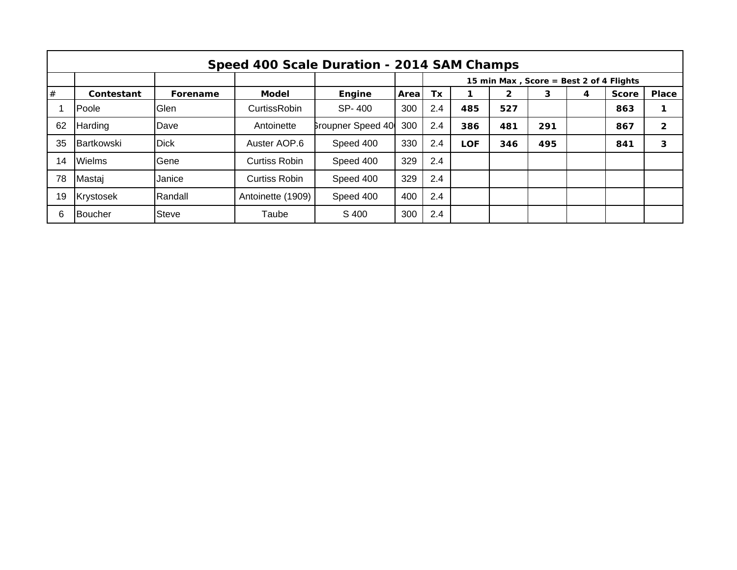| Speed 400 Scale Duration - 2014 SAM Champs | | | | | | | | | | | | |
|---|---|---|---|---|---|---|---|---|---|---|---|---|
| | | | | | | 15 min Max , Score = Best 2 of 4 Flights | | | | | | |
| # | Contestant | Forename | Model | Engine | Area | Tx | 1 | 2 | 3 | 4 | Score | Place |
| 1 | Poole | Glen | CurtissRobin | SP- 400 | 300 | 2.4 | **485** | **527** | | | **863** | **1** |
| 62 | Harding | Dave | Antoinette | Groupner Speed 400 | 300 | 2.4 | **386** | **481** | **291** | | **867** | **2** |
| 35 | Bartkowski | Dick | Auster AOP.6 | Speed 400 | 330 | 2.4 | **LOF** | **346** | **495** | | **841** | **3** |
| 14 | Wielms | Gene | Curtiss Robin | Speed 400 | 329 | 2.4 | | | | | | |
| 78 | Mastaj | Janice | Curtiss Robin | Speed 400 | 329 | 2.4 | | | | | | |
| 19 | Krystosek | Randall | Antoinette (1909) | Speed 400 | 400 | 2.4 | | | | | | |
| 6 | Boucher | Steve | Taube | S 400 | 300 | 2.4 | | | | | | |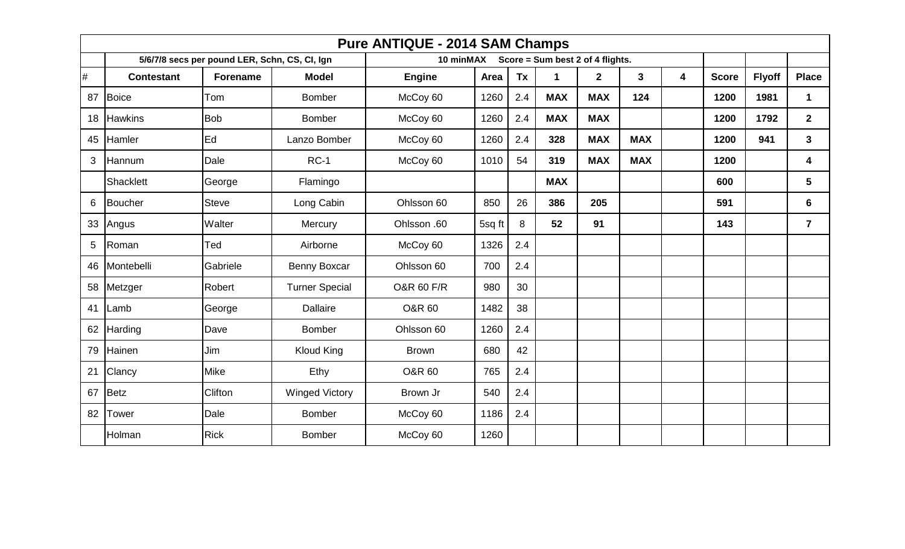# Pure ANTIQUE - 2014 SAM Champs

| | 5/6/7/8 secs per pound LER, Schn, CS, CI, Ign | | | 10 minMAX Score = Sum best 2 of 4 flights. | | | | | | | | | |
|---|---|---|---|---|---|---|---|---|---|---|---|---|---|
| # | **Contestant** | **Forename** | **Model** | **Engine** | **Area** | **Tx** | **1** | **2** | **3** | **4** | **Score** | **Flyoff** | **Place** |
| 87 | Boice | Tom | Bomber | McCoy 60 | 1260 | 2.4 | **MAX** | **MAX** | **124** | | **1200** | **1981** | **1** |
| 18 | Hawkins | Bob | Bomber | McCoy 60 | 1260 | 2.4 | **MAX** | **MAX** | | | **1200** | **1792** | **2** |
| 45 | Hamler | Ed | Lanzo Bomber | McCoy 60 | 1260 | 2.4 | **328** | **MAX** | **MAX** | | **1200** | **941** | **3** |
| 3 | Hannum | Dale | RC-1 | McCoy 60 | 1010 | 54 | **319** | **MAX** | **MAX** | | **1200** | | **4** |
| | Shacklett | George | Flamingo | | | | **MAX** | | | | **600** | | **5** |
| 6 | Boucher | Steve | Long Cabin | Ohlsson 60 | 850 | 26 | **386** | **205** | | | **591** | | **6** |
| 33 | Angus | Walter | Mercury | Ohlsson .60 | 5sq ft | 8 | **52** | **91** | | | **143** | | **7** |
| 5 | Roman | Ted | Airborne | McCoy 60 | 1326 | 2.4 | | | | | | | |
| 46 | Montebelli | Gabriele | Benny Boxcar | Ohlsson 60 | 700 | 2.4 | | | | | | | |
| 58 | Metzger | Robert | Turner Special | O&R 60 F/R | 980 | 30 | | | | | | | |
| 41 | Lamb | George | Dallaire | O&R 60 | 1482 | 38 | | | | | | | |
| 62 | Harding | Dave | Bomber | Ohlsson 60 | 1260 | 2.4 | | | | | | | |
| 79 | Hainen | Jim | Kloud King | Brown | 680 | 42 | | | | | | | |
| 21 | Clancy | Mike | Ethy | O&R 60 | 765 | 2.4 | | | | | | | |
| 67 | Betz | Clifton | Winged Victory | Brown Jr | 540 | 2.4 | | | | | | | |
| 82 | Tower | Dale | Bomber | McCoy 60 | 1186 | 2.4 | | | | | | | |
| | Holman | Rick | Bomber | McCoy 60 | 1260 | | | | | | | | |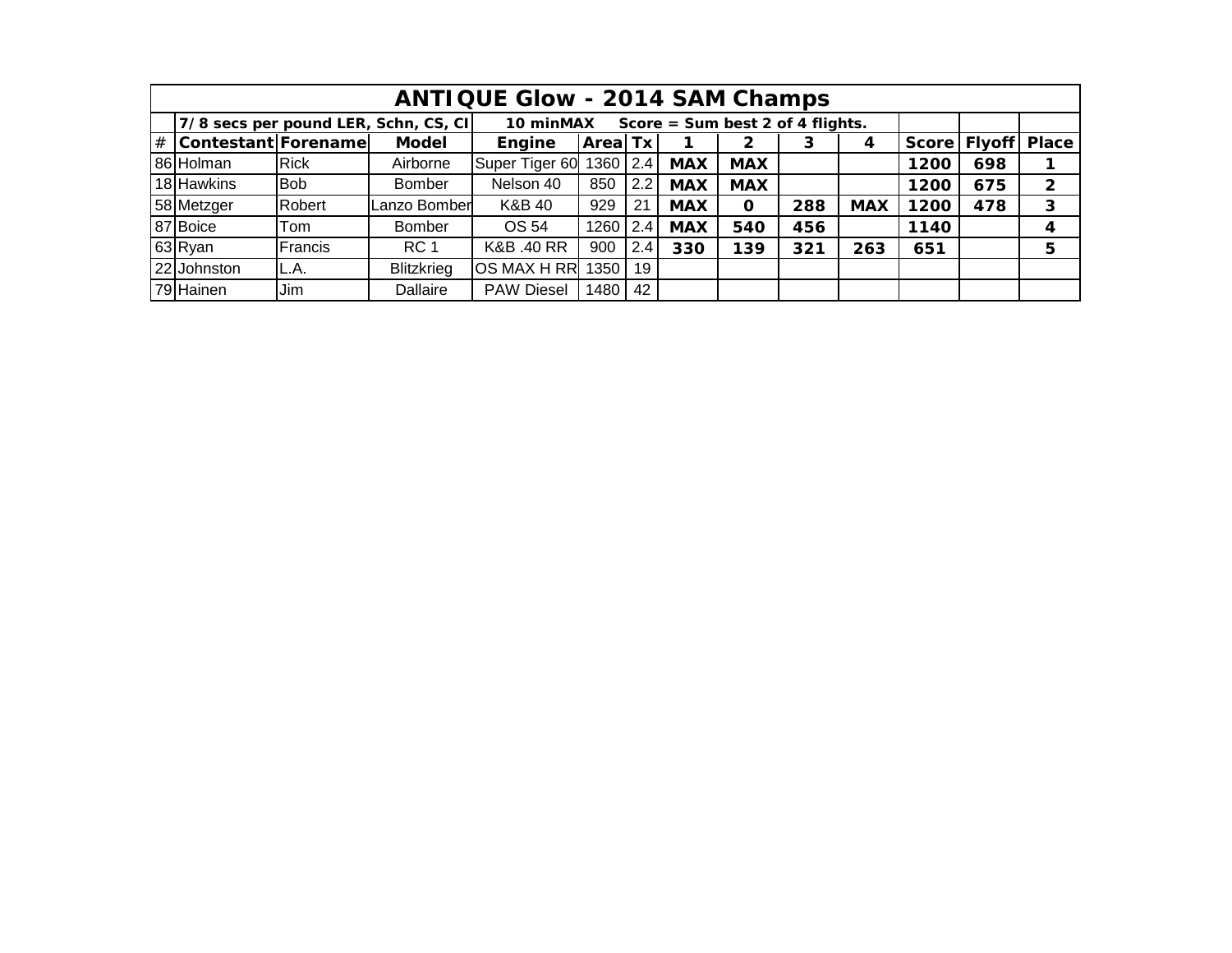| ANTIQUE Glow - 2014 SAM Champs | | | | | | | | | | | | | | |
|---|---|---|---|---|---|---|---|---|---|---|---|---|---|---|
| | 7/8 secs per pound LER, Schn, CS, CI | | | 10 minMAX | Score = Sum best 2 of 4 flights. | | | | | | | | | |
| # | Contestant | Forename | Model | Engine | Area | Tx | 1 | 2 | 3 | 4 | Score | Flyoff | Place |
| 86 | Holman | Rick | Airborne | Super Tiger 60 | 1360 | 2.4 | MAX | MAX | | | 1200 | 698 | 1 |
| 18 | Hawkins | Bob | Bomber | Nelson 40 | 850 | 2.2 | MAX | MAX | | | 1200 | 675 | 2 |
| 58 | Metzger | Robert | Lanzo Bomber | K&B 40 | 929 | 21 | MAX | 0 | 288 | MAX | 1200 | 478 | 3 |
| 87 | Boice | Tom | Bomber | OS 54 | 1260 | 2.4 | MAX | 540 | 456 | | 1140 | | 4 |
| 63 | Ryan | Francis | RC 1 | K&B .40 RR | 900 | 2.4 | 330 | 139 | 321 | 263 | 651 | | 5 |
| 22 | Johnston | L.A. | Blitzkrieg | OS MAX H RR | 1350 | 19 | | | | | | | |
| 79 | Hainen | Jim | Dallaire | PAW Diesel | 1480 | 42 | | | | | | | |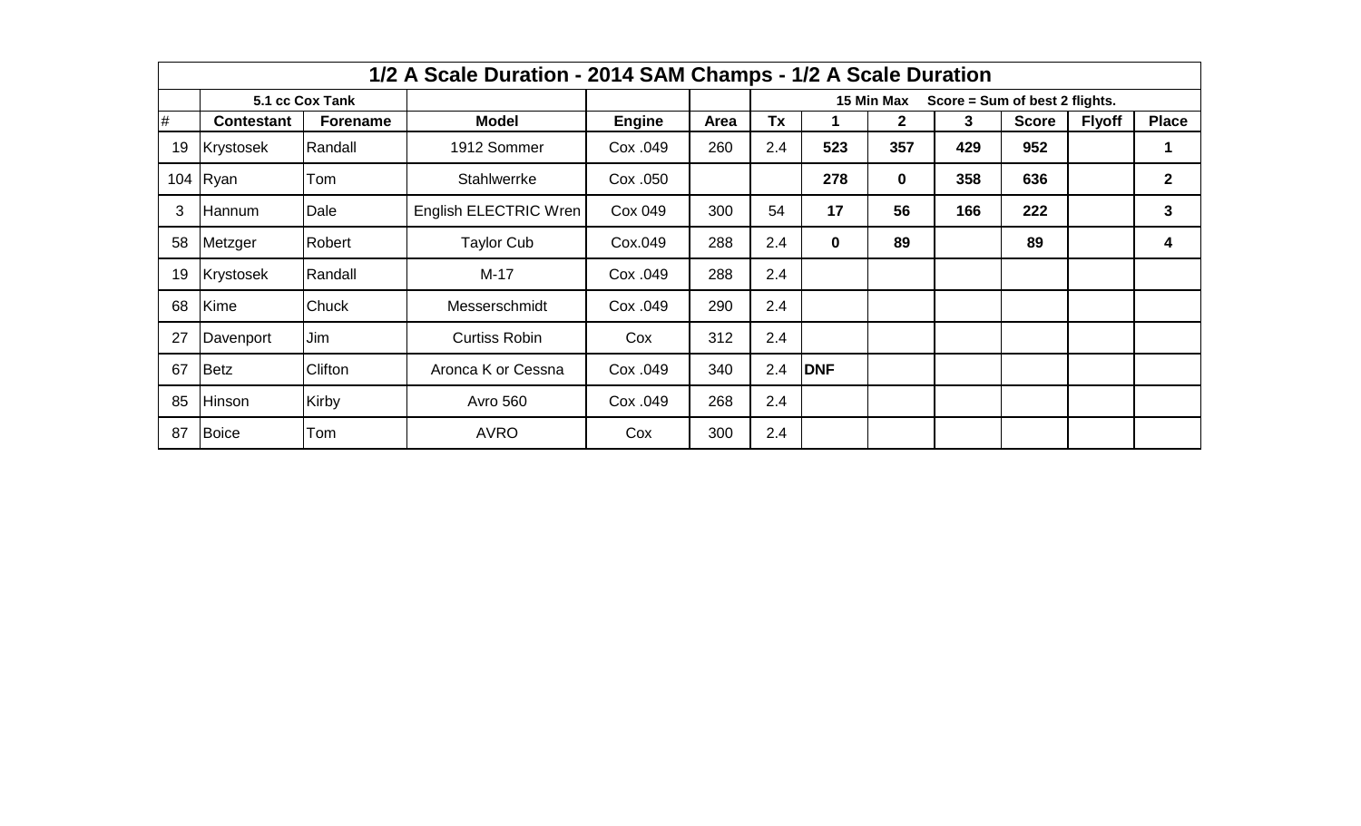| 1/2 A Scale Duration - 2014 SAM Champs - 1/2 A Scale Duration | | | | | | | | | | | | |
|---|---|---|---|---|---|---|---|---|---|---|---|---|
| | 5.1 cc Cox Tank | | | | | | 15 Min Max | | Score = Sum of best 2 flights. | | | |
| # | Contestant | Forename | Model | Engine | Area | Tx | 1 | 2 | 3 | Score | Flyoff | Place |
| 19 | Krystosek | Randall | 1912 Sommer | Cox .049 | 260 | 2.4 | **523** | **357** | **429** | **952** | | **1** |
| 104 | Ryan | Tom | Stahlwerrke | Cox .050 | | | **278** | **0** | **358** | **636** | | **2** |
| 3 | Hannum | Dale | English ELECTRIC Wren | Cox 049 | 300 | 54 | **17** | **56** | **166** | **222** | | **3** |
| 58 | Metzger | Robert | Taylor Cub | Cox.049 | 288 | 2.4 | **0** | **89** | | **89** | | **4** |
| 19 | Krystosek | Randall | M-17 | Cox .049 | 288 | 2.4 | | | | | | |
| 68 | Kime | Chuck | Messerschmidt | Cox .049 | 290 | 2.4 | | | | | | |
| 27 | Davenport | Jim | Curtiss Robin | Cox | 312 | 2.4 | | | | | | |
| 67 | Betz | Clifton | Aronca K or Cessna | Cox .049 | 340 | 2.4 | **DNF** | | | | | |
| 85 | Hinson | Kirby | Avro 560 | Cox .049 | 268 | 2.4 | | | | | | |
| 87 | Boice | Tom | AVRO | Cox | 300 | 2.4 | | | | | | |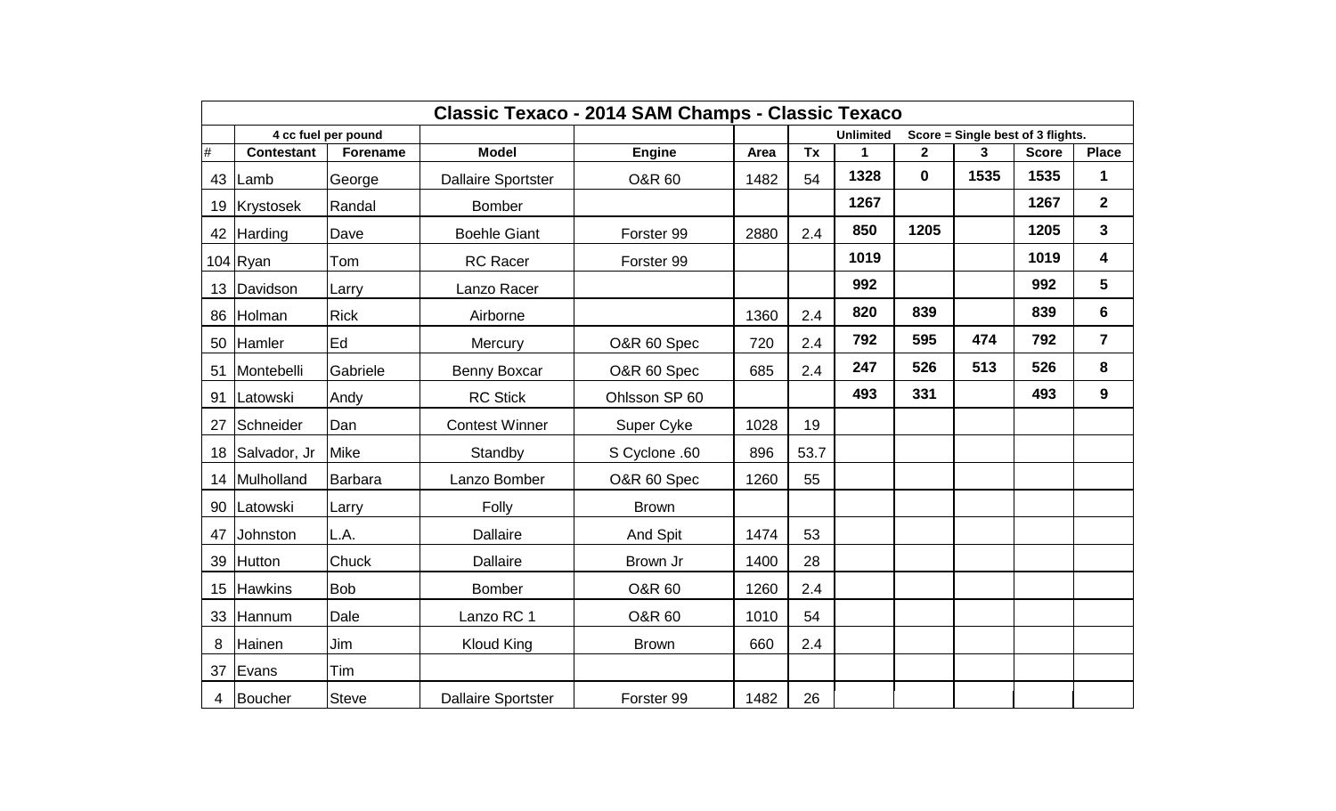## Classic Texaco - 2014 SAM Champs - Classic Texaco

| # | Contestant | Forename | Model | Engine | Area | Tx | 1 | 2 | 3 | Score | Place |
|---|---|---|---|---|---|---|---|---|---|---|---|
| | 4 cc fuel per pound | | | | | | Unlimited | Score = Single best of 3 flights. | | | |
| 43 | Lamb | George | Dallaire Sportster | O&R 60 | 1482 | 54 | **1328** | **0** | **1535** | **1535** | **1** |
| 19 | Krystosek | Randal | Bomber | | | | **1267** | | | **1267** | **2** |
| 42 | Harding | Dave | Boehle Giant | Forster 99 | 2880 | 2.4 | **850** | **1205** | | **1205** | **3** |
| 104 | Ryan | Tom | RC Racer | Forster 99 | | | **1019** | | | **1019** | **4** |
| 13 | Davidson | Larry | Lanzo Racer | | | | **992** | | | **992** | **5** |
| 86 | Holman | Rick | Airborne | | 1360 | 2.4 | **820** | **839** | | **839** | **6** |
| 50 | Hamler | Ed | Mercury | O&R 60 Spec | 720 | 2.4 | **792** | **595** | **474** | **792** | **7** |
| 51 | Montebelli | Gabriele | Benny Boxcar | O&R 60 Spec | 685 | 2.4 | **247** | **526** | **513** | **526** | **8** |
| 91 | Latowski | Andy | RC Stick | Ohlsson SP 60 | | | **493** | **331** | | **493** | **9** |
| 27 | Schneider | Dan | Contest Winner | Super Cyke | 1028 | 19 | | | | | |
| 18 | Salvador, Jr | Mike | Standby | S Cyclone .60 | 896 | 53.7 | | | | | |
| 14 | Mulholland | Barbara | Lanzo Bomber | O&R 60 Spec | 1260 | 55 | | | | | |
| 90 | Latowski | Larry | Folly | Brown | | | | | | | |
| 47 | Johnston | L.A. | Dallaire | And Spit | 1474 | 53 | | | | | |
| 39 | Hutton | Chuck | Dallaire | Brown Jr | 1400 | 28 | | | | | |
| 15 | Hawkins | Bob | Bomber | O&R 60 | 1260 | 2.4 | | | | | |
| 33 | Hannum | Dale | Lanzo RC 1 | O&R 60 | 1010 | 54 | | | | | |
| 8 | Hainen | Jim | Kloud King | Brown | 660 | 2.4 | | | | | |
| 37 | Evans | Tim | | | | | | | | | |
| 4 | Boucher | Steve | Dallaire Sportster | Forster 99 | 1482 | 26 | | | | | |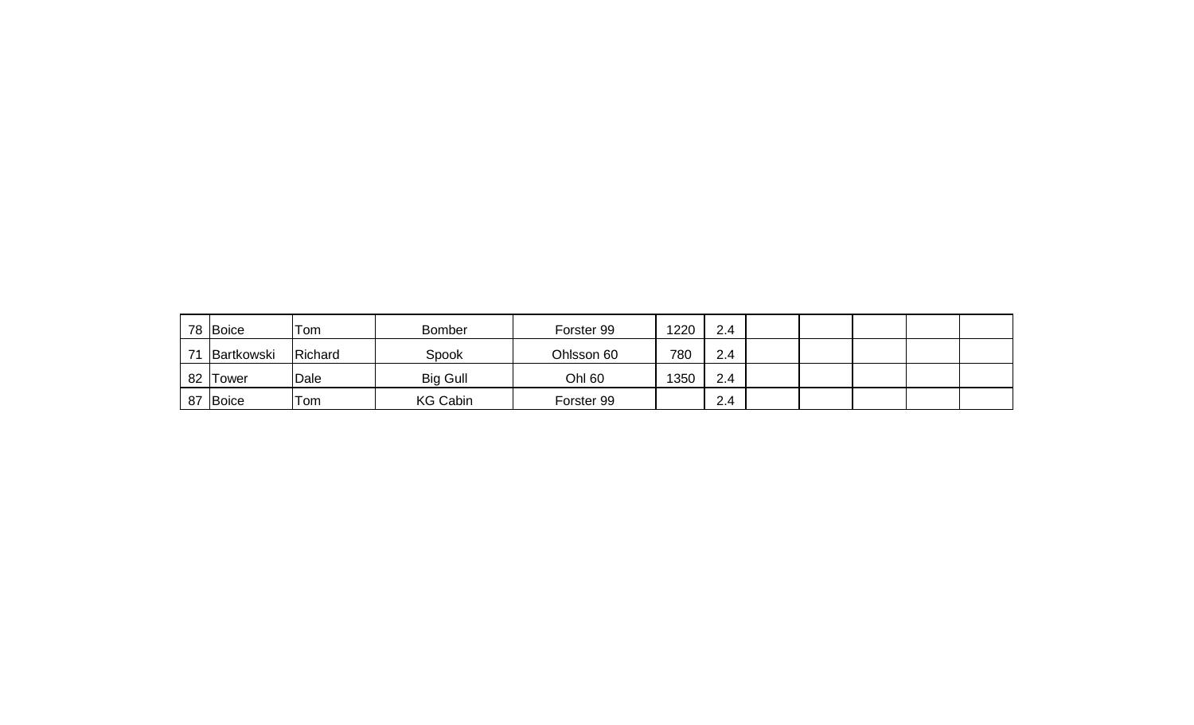| | | | | | | | | | | | |
|---|---|---|---|---|---|---|---|---|---|---|---|
| 78 Boice | Tom | Bomber | Forster 99 | 1220 | 2.4 | | | | | | |
| 71 Bartkowski | Richard | Spook | Ohlsson 60 | 780 | 2.4 | | | | | | |
| 82 Tower | Dale | Big Gull | Ohl 60 | 1350 | 2.4 | | | | | | |
| 87 Boice | Tom | KG Cabin | Forster 99 | | 2.4 | | | | | | |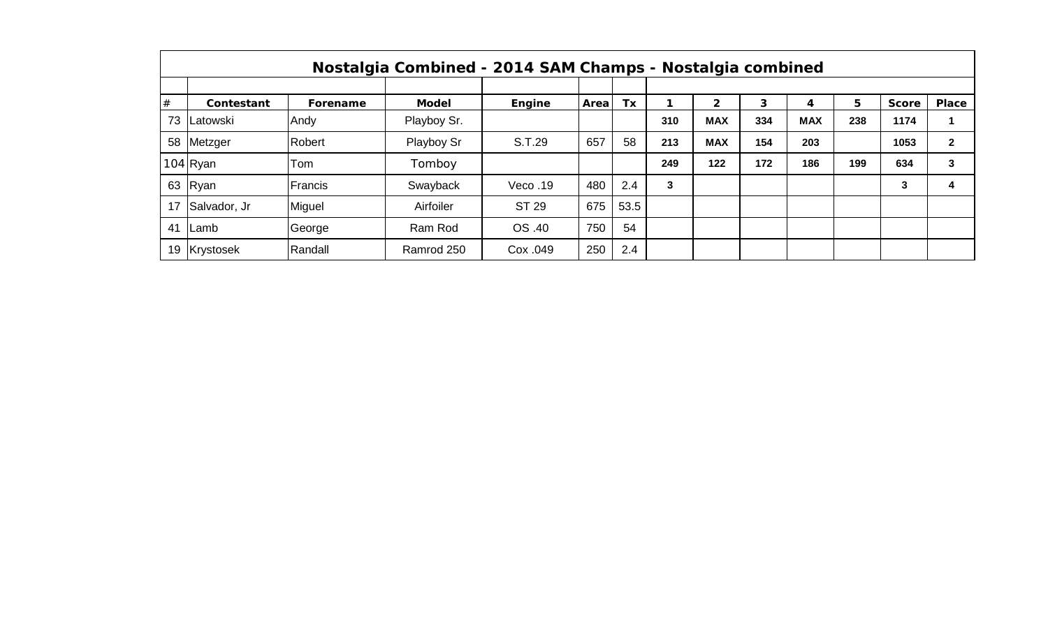# Nostalgia Combined - 2014 SAM Champs - Nostalgia combined

| # | Contestant | Forename | Model | Engine | Area | Tx | 1 | 2 | 3 | 4 | 5 | Score | Place |
|---|---|---|---|---|---|---|---|---|---|---|---|---|---|
| 73 | Latowski | Andy | Playboy Sr. | | | | **310** | **MAX** | **334** | **MAX** | **238** | **1174** | **1** |
| 58 | Metzger | Robert | Playboy Sr | S.T.29 | 657 | 58 | **213** | **MAX** | **154** | **203** | | **1053** | **2** |
| 104 | Ryan | Tom | Tomboy | | | | **249** | **122** | **172** | **186** | **199** | **634** | **3** |
| 63 | Ryan | Francis | Swayback | Veco .19 | 480 | 2.4 | **3** | | | | | **3** | **4** |
| 17 | Salvador, Jr | Miguel | Airfoiler | ST 29 | 675 | 53.5 | | | | | | | |
| 41 | Lamb | George | Ram Rod | OS .40 | 750 | 54 | | | | | | | |
| 19 | Krystosek | Randall | Ramrod 250 | Cox .049 | 250 | 2.4 | | | | | | | |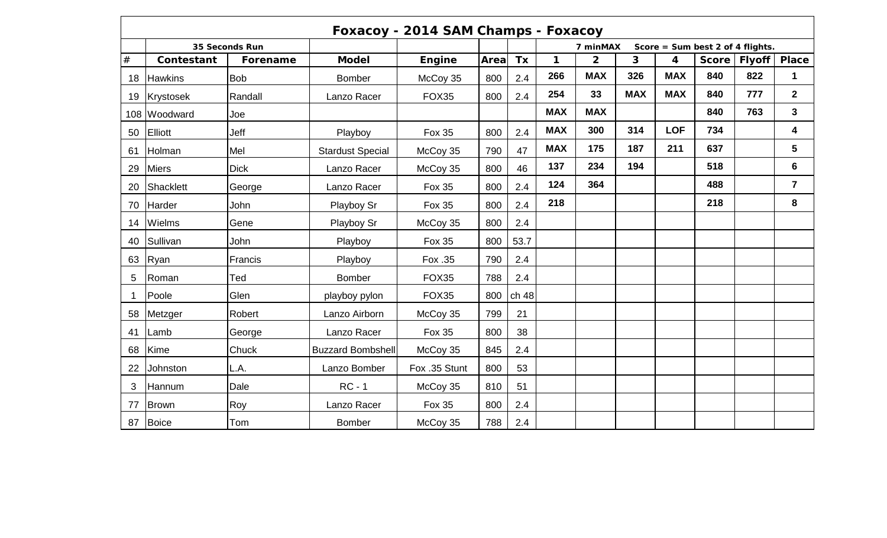# Foxacoy - 2014 SAM Champs - Foxacoy

| | 35 Seconds Run | | | | | | 7 minMAX | Score = Sum best 2 of 4 flights. | | | | | |
|---|---|---|---|---|---|---|---|---|---|---|---|---|---|
| **#** | **Contestant** | **Forename** | **Model** | **Engine** | **Area** | **Tx** | **1** | **2** | **3** | **4** | **Score** | **Flyoff** | **Place** |
| 18 | Hawkins | Bob | Bomber | McCoy 35 | 800 | 2.4 | 266 | MAX | 326 | MAX | 840 | 822 | 1 |
| 19 | Krystosek | Randall | Lanzo Racer | FOX35 | 800 | 2.4 | 254 | 33 | MAX | MAX | 840 | 777 | 2 |
| 108 | Woodward | Joe | | | | | MAX | MAX | | | 840 | 763 | 3 |
| 50 | Elliott | Jeff | Playboy | Fox 35 | 800 | 2.4 | MAX | 300 | 314 | LOF | 734 | | 4 |
| 61 | Holman | Mel | Stardust Special | McCoy 35 | 790 | 47 | MAX | 175 | 187 | 211 | 637 | | 5 |
| 29 | Miers | Dick | Lanzo Racer | McCoy 35 | 800 | 46 | 137 | 234 | 194 | | 518 | | 6 |
| 20 | Shacklett | George | Lanzo Racer | Fox 35 | 800 | 2.4 | 124 | 364 | | | 488 | | 7 |
| 70 | Harder | John | Playboy Sr | Fox 35 | 800 | 2.4 | 218 | | | | 218 | | 8 |
| 14 | Wielms | Gene | Playboy Sr | McCoy 35 | 800 | 2.4 | | | | | | | |
| 40 | Sullivan | John | Playboy | Fox 35 | 800 | 53.7 | | | | | | | |
| 63 | Ryan | Francis | Playboy | Fox .35 | 790 | 2.4 | | | | | | | |
| 5 | Roman | Ted | Bomber | FOX35 | 788 | 2.4 | | | | | | | |
| 1 | Poole | Glen | playboy pylon | FOX35 | 800 | ch 48 | | | | | | | |
| 58 | Metzger | Robert | Lanzo Airborn | McCoy 35 | 799 | 21 | | | | | | | |
| 41 | Lamb | George | Lanzo Racer | Fox 35 | 800 | 38 | | | | | | | |
| 68 | Kime | Chuck | Buzzard Bombshell | McCoy 35 | 845 | 2.4 | | | | | | | |
| 22 | Johnston | L.A. | Lanzo Bomber | Fox .35 Stunt | 800 | 53 | | | | | | | |
| 3 | Hannum | Dale | RC - 1 | McCoy 35 | 810 | 51 | | | | | | | |
| 77 | Brown | Roy | Lanzo Racer | Fox 35 | 800 | 2.4 | | | | | | | |
| 87 | Boice | Tom | Bomber | McCoy 35 | 788 | 2.4 | | | | | | | |